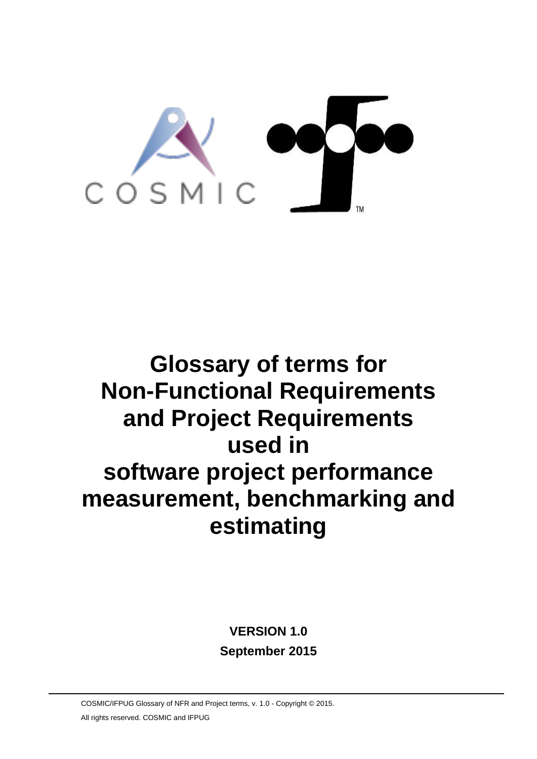COSMIC

# Glossary of terms for Non-Functional Requirements and Project Requirements used in software project performance measurement, benchmarking and estimating

**VERSION 1.0**

**September 2015**

COSMIC/IFPUG Glossary of NFR and Project terms, v. 1.0 - Copyright © 2015.

All rights reserved. COSMIC and IFPUG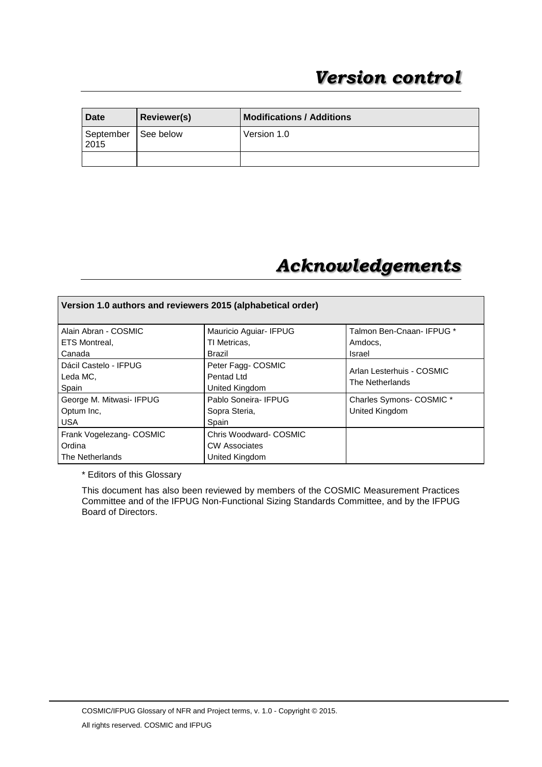# *Version control*

| Date | Reviewer(s) | Modifications / Additions |
|---|---|---|
| September 2015 | See below | Version 1.0 |
| | | |

# *Acknowledgements*

| Version 1.0 authors and reviewers 2015 (alphabetical order) | | |
|---|---|---|
| Alain Abran - COSMIC<br>ETS Montreal,<br>Canada | Mauricio Aguiar- IFPUG<br>TI Metricas,<br>Brazil | Talmon Ben-Cnaan- IFPUG *<br>Amdocs,<br>Israel |
| Dácil Castelo - IFPUG<br>Leda MC,<br>Spain | Peter Fagg- COSMIC<br>Pentad Ltd<br>United Kingdom | Arlan Lesterhuis - COSMIC<br>The Netherlands |
| George M. Mitwasi- IFPUG<br>Optum Inc,<br>USA | Pablo Soneira- IFPUG<br>Sopra Steria,<br>Spain | Charles Symons- COSMIC *<br>United Kingdom |
| Frank Vogelezang- COSMIC<br>Ordina<br>The Netherlands | Chris Woodward- COSMIC<br>CW Associates<br>United Kingdom | |

\* Editors of this Glossary

This document has also been reviewed by members of the COSMIC Measurement Practices Committee and of the IFPUG Non-Functional Sizing Standards Committee, and by the IFPUG Board of Directors.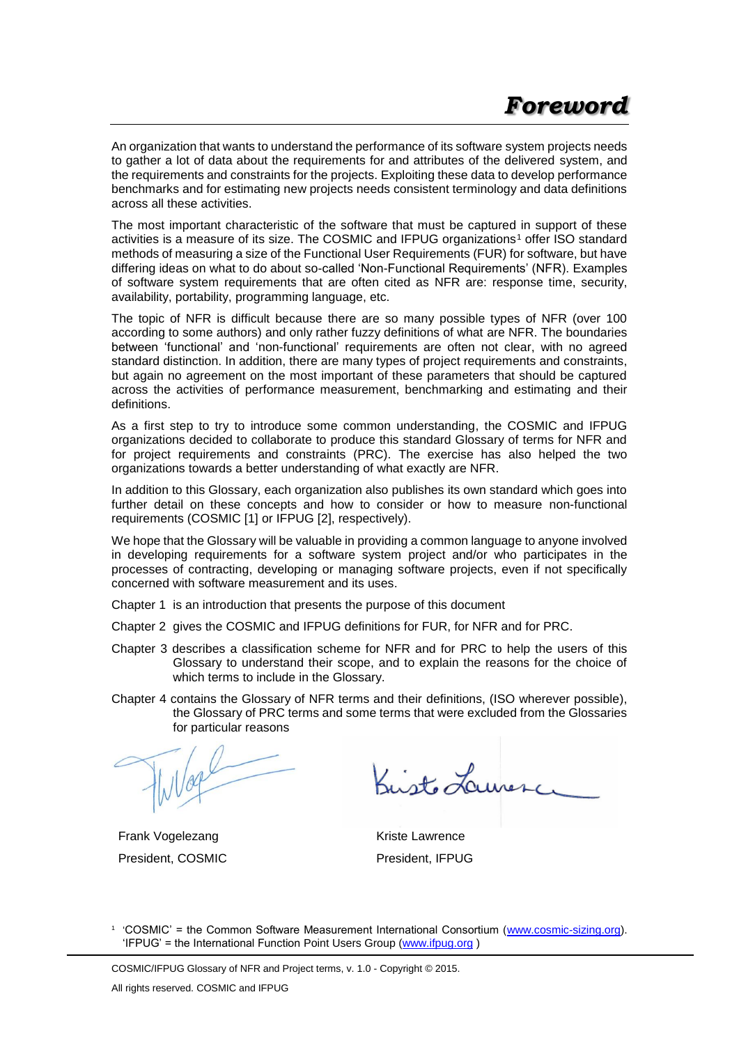# Foreword

An organization that wants to understand the performance of its software system projects needs to gather a lot of data about the requirements for and attributes of the delivered system, and the requirements and constraints for the projects. Exploiting these data to develop performance benchmarks and for estimating new projects needs consistent terminology and data definitions across all these activities.

The most important characteristic of the software that must be captured in support of these activities is a measure of its size. The COSMIC and IFPUG organizations[1] offer ISO standard methods of measuring a size of the Functional User Requirements (FUR) for software, but have differing ideas on what to do about so-called 'Non-Functional Requirements' (NFR). Examples of software system requirements that are often cited as NFR are: response time, security, availability, portability, programming language, etc.

The topic of NFR is difficult because there are so many possible types of NFR (over 100 according to some authors) and only rather fuzzy definitions of what are NFR. The boundaries between 'functional' and 'non-functional' requirements are often not clear, with no agreed standard distinction. In addition, there are many types of project requirements and constraints, but again no agreement on the most important of these parameters that should be captured across the activities of performance measurement, benchmarking and estimating and their definitions.

As a first step to try to introduce some common understanding, the COSMIC and IFPUG organizations decided to collaborate to produce this standard Glossary of terms for NFR and for project requirements and constraints (PRC). The exercise has also helped the two organizations towards a better understanding of what exactly are NFR.

In addition to this Glossary, each organization also publishes its own standard which goes into further detail on these concepts and how to consider or how to measure non-functional requirements (COSMIC [1] or IFPUG [2], respectively).

We hope that the Glossary will be valuable in providing a common language to anyone involved in developing requirements for a software system project and/or who participates in the processes of contracting, developing or managing software projects, even if not specifically concerned with software measurement and its uses.

Chapter 1 is an introduction that presents the purpose of this document

Chapter 2 gives the COSMIC and IFPUG definitions for FUR, for NFR and for PRC.

Chapter 3 describes a classification scheme for NFR and for PRC to help the users of this Glossary to understand their scope, and to explain the reasons for the choice of which terms to include in the Glossary.

Chapter 4 contains the Glossary of NFR terms and their definitions, (ISO wherever possible), the Glossary of PRC terms and some terms that were excluded from the Glossaries for particular reasons

Frank Vogelezang
President, COSMIC

Kriste Lawrence
President, IFPUG

[1] 'COSMIC' = the Common Software Measurement International Consortium (www.cosmic-sizing.org). 'IFPUG' = the International Function Point Users Group (www.ifpug.org )

COSMIC/IFPUG Glossary of NFR and Project terms, v. 1.0 - Copyright © 2015.
All rights reserved. COSMIC and IFPUG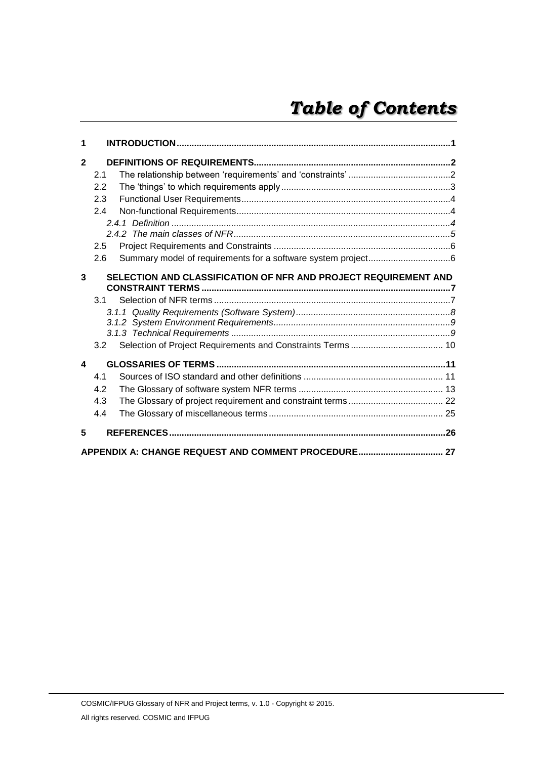# *Table of Contents*

**1 INTRODUCTION** ..... 1

**2 DEFINITIONS OF REQUIREMENTS** ..... 2

- 2.1 The relationship between 'requirements' and 'constraints' ..... 2
- 2.2 The 'things' to which requirements apply ..... 3
- 2.3 Functional User Requirements ..... 4
- 2.4 Non-functional Requirements ..... 4
  - *2.4.1 Definition* ..... *4*
  - *2.4.2 The main classes of NFR* ..... *5*
- 2.5 Project Requirements and Constraints ..... 6
- 2.6 Summary model of requirements for a software system project ..... 6

**3 SELECTION AND CLASSIFICATION OF NFR AND PROJECT REQUIREMENT AND CONSTRAINT TERMS** ..... 7

- 3.1 Selection of NFR terms ..... 7
  - *3.1.1 Quality Requirements (Software System)* ..... *8*
  - *3.1.2 System Environment Requirements* ..... *9*
  - *3.1.3 Technical Requirements* ..... *9*
- 3.2 Selection of Project Requirements and Constraints Terms ..... 10

**4 GLOSSARIES OF TERMS** ..... 11

- 4.1 Sources of ISO standard and other definitions ..... 11
- 4.2 The Glossary of software system NFR terms ..... 13
- 4.3 The Glossary of project requirement and constraint terms ..... 22
- 4.4 The Glossary of miscellaneous terms ..... 25

**5 REFERENCES** ..... 26

**APPENDIX A: CHANGE REQUEST AND COMMENT PROCEDURE** ..... 27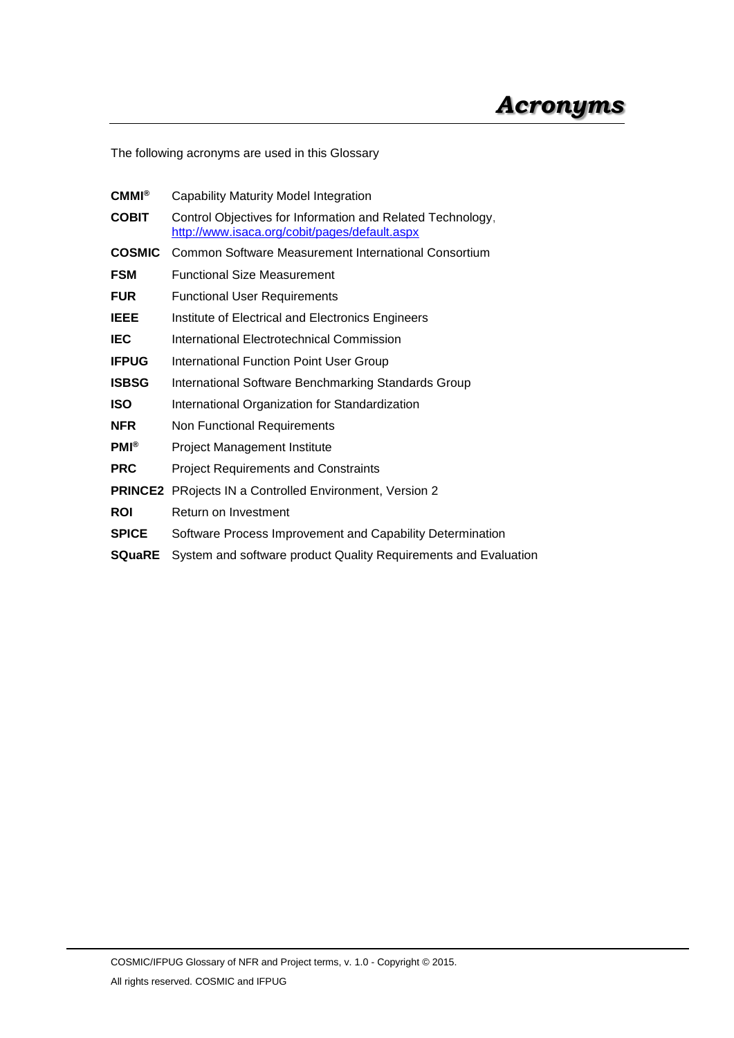# Acronyms

The following acronyms are used in this Glossary

| | |
|---|---|
| **CMMI®** | Capability Maturity Model Integration |
| **COBIT** | Control Objectives for Information and Related Technology, http://www.isaca.org/cobit/pages/default.aspx |
| **COSMIC** | Common Software Measurement International Consortium |
| **FSM** | Functional Size Measurement |
| **FUR** | Functional User Requirements |
| **IEEE** | Institute of Electrical and Electronics Engineers |
| **IEC** | International Electrotechnical Commission |
| **IFPUG** | International Function Point User Group |
| **ISBSG** | International Software Benchmarking Standards Group |
| **ISO** | International Organization for Standardization |
| **NFR** | Non Functional Requirements |
| **PMI®** | Project Management Institute |
| **PRC** | Project Requirements and Constraints |
| **PRINCE2** | PRojects IN a Controlled Environment, Version 2 |
| **ROI** | Return on Investment |
| **SPICE** | Software Process Improvement and Capability Determination |
| **SQuaRE** | System and software product Quality Requirements and Evaluation |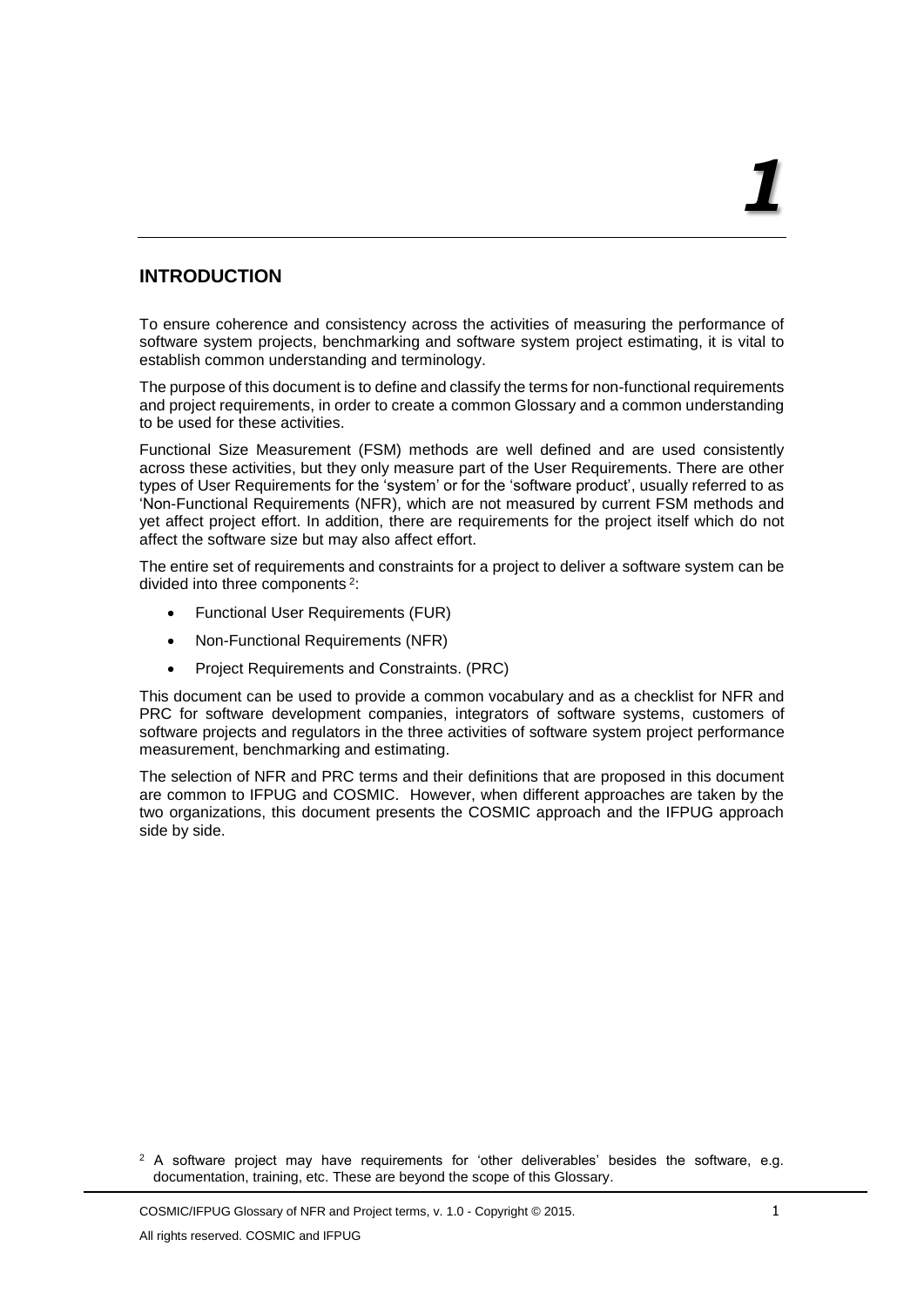# 1

## INTRODUCTION

To ensure coherence and consistency across the activities of measuring the performance of software system projects, benchmarking and software system project estimating, it is vital to establish common understanding and terminology.

The purpose of this document is to define and classify the terms for non-functional requirements and project requirements, in order to create a common Glossary and a common understanding to be used for these activities.

Functional Size Measurement (FSM) methods are well defined and are used consistently across these activities, but they only measure part of the User Requirements. There are other types of User Requirements for the 'system' or for the 'software product', usually referred to as 'Non-Functional Requirements (NFR), which are not measured by current FSM methods and yet affect project effort. In addition, there are requirements for the project itself which do not affect the software size but may also affect effort.

The entire set of requirements and constraints for a project to deliver a software system can be divided into three components [2]:

- Functional User Requirements (FUR)
- Non-Functional Requirements (NFR)
- Project Requirements and Constraints. (PRC)

This document can be used to provide a common vocabulary and as a checklist for NFR and PRC for software development companies, integrators of software systems, customers of software projects and regulators in the three activities of software system project performance measurement, benchmarking and estimating.

The selection of NFR and PRC terms and their definitions that are proposed in this document are common to IFPUG and COSMIC. However, when different approaches are taken by the two organizations, this document presents the COSMIC approach and the IFPUG approach side by side.

[2] A software project may have requirements for 'other deliverables' besides the software, e.g. documentation, training, etc. These are beyond the scope of this Glossary.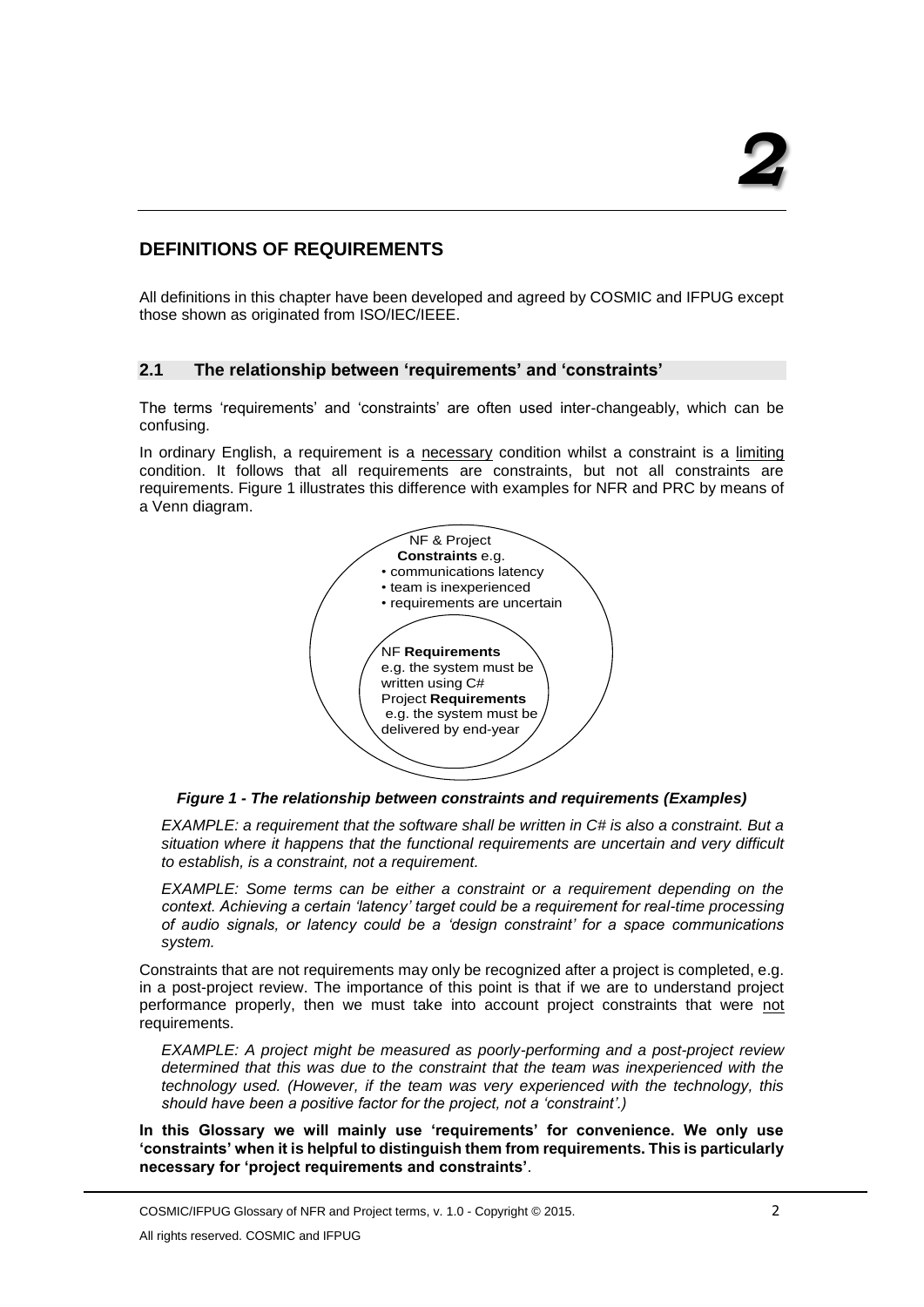# 2

## DEFINITIONS OF REQUIREMENTS

All definitions in this chapter have been developed and agreed by COSMIC and IFPUG except those shown as originated from ISO/IEC/IEEE.

### 2.1 The relationship between 'requirements' and 'constraints'

The terms 'requirements' and 'constraints' are often used inter-changeably, which can be confusing.

In ordinary English, a requirement is a necessary condition whilst a constraint is a limiting condition. It follows that all requirements are constraints, but not all constraints are requirements. Figure 1 illustrates this difference with examples for NFR and PRC by means of a Venn diagram.

NF & Project **Constraints** e.g.
- communications latency
- team is inexperienced
- requirements are uncertain

NF **Requirements** e.g. the system must be written using C#
Project **Requirements** e.g. the system must be delivered by end-year

***Figure 1 - The relationship between constraints and requirements (Examples)***

*EXAMPLE: a requirement that the software shall be written in C# is also a constraint. But a situation where it happens that the functional requirements are uncertain and very difficult to establish, is a constraint, not a requirement.*

*EXAMPLE: Some terms can be either a constraint or a requirement depending on the context. Achieving a certain 'latency' target could be a requirement for real-time processing of audio signals, or latency could be a 'design constraint' for a space communications system.*

Constraints that are not requirements may only be recognized after a project is completed, e.g. in a post-project review. The importance of this point is that if we are to understand project performance properly, then we must take into account project constraints that were not requirements.

*EXAMPLE: A project might be measured as poorly-performing and a post-project review determined that this was due to the constraint that the team was inexperienced with the technology used. (However, if the team was very experienced with the technology, this should have been a positive factor for the project, not a 'constraint'.)*

**In this Glossary we will mainly use 'requirements' for convenience. We only use 'constraints' when it is helpful to distinguish them from requirements. This is particularly necessary for 'project requirements and constraints'**.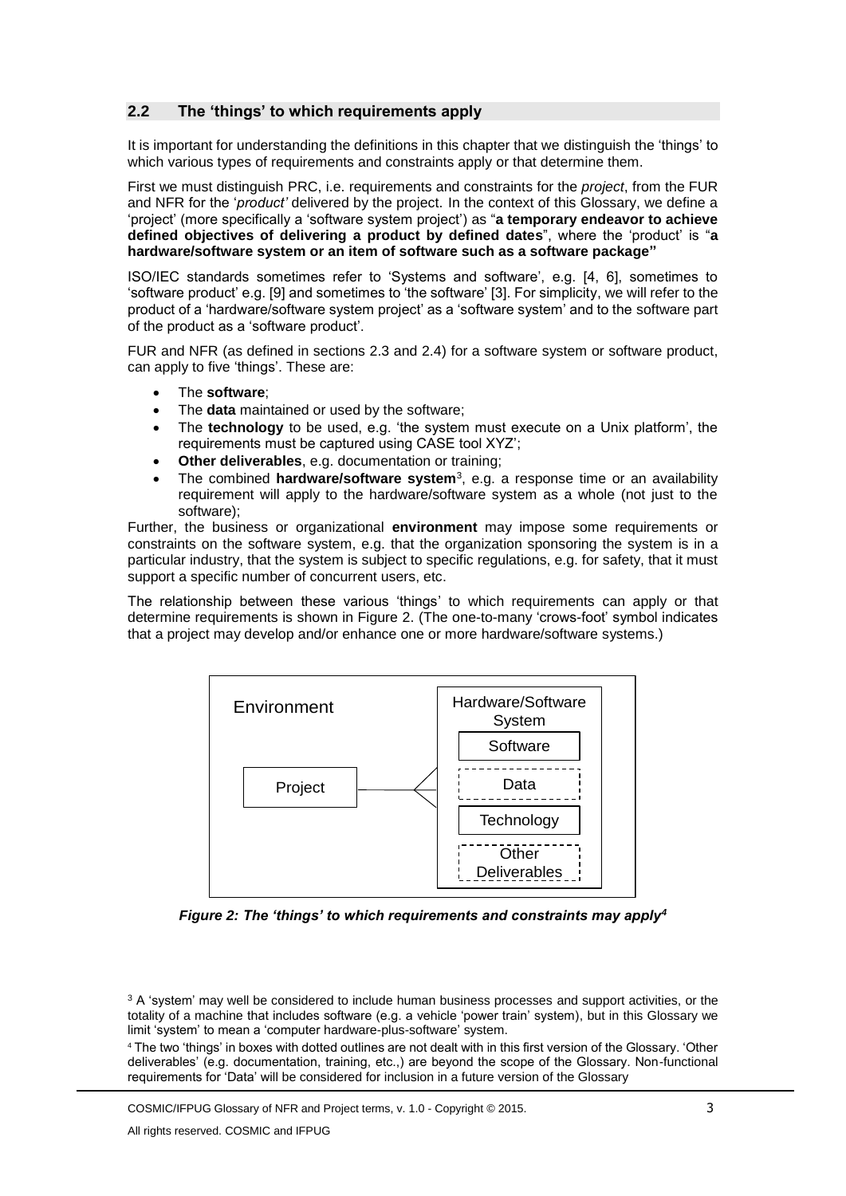## 2.2 The 'things' to which requirements apply

It is important for understanding the definitions in this chapter that we distinguish the 'things' to which various types of requirements and constraints apply or that determine them.

First we must distinguish PRC, i.e. requirements and constraints for the *project*, from the FUR and NFR for the '*product'* delivered by the project. In the context of this Glossary, we define a 'project' (more specifically a 'software system project') as "**a temporary endeavor to achieve defined objectives of delivering a product by defined dates**", where the 'product' is "**a hardware/software system or an item of software such as a software package"**

ISO/IEC standards sometimes refer to 'Systems and software', e.g. [4, 6], sometimes to 'software product' e.g. [9] and sometimes to 'the software' [3]. For simplicity, we will refer to the product of a 'hardware/software system project' as a 'software system' and to the software part of the product as a 'software product'.

FUR and NFR (as defined in sections 2.3 and 2.4) for a software system or software product, can apply to five 'things'. These are:

- The **software**;
- The **data** maintained or used by the software;
- The **technology** to be used, e.g. 'the system must execute on a Unix platform', the requirements must be captured using CASE tool XYZ';
- **Other deliverables**, e.g. documentation or training;
- The combined **hardware/software system**[3], e.g. a response time or an availability requirement will apply to the hardware/software system as a whole (not just to the software);

Further, the business or organizational **environment** may impose some requirements or constraints on the software system, e.g. that the organization sponsoring the system is in a particular industry, that the system is subject to specific regulations, e.g. for safety, that it must support a specific number of concurrent users, etc.

The relationship between these various 'things' to which requirements can apply or that determine requirements is shown in Figure 2. (The one-to-many 'crows-foot' symbol indicates that a project may develop and/or enhance one or more hardware/software systems.)

*Figure 2: The 'things' to which requirements and constraints may apply[4]*

[3] A 'system' may well be considered to include human business processes and support activities, or the totality of a machine that includes software (e.g. a vehicle 'power train' system), but in this Glossary we limit 'system' to mean a 'computer hardware-plus-software' system.

[4] The two 'things' in boxes with dotted outlines are not dealt with in this first version of the Glossary. 'Other deliverables' (e.g. documentation, training, etc.,) are beyond the scope of the Glossary. Non-functional requirements for 'Data' will be considered for inclusion in a future version of the Glossary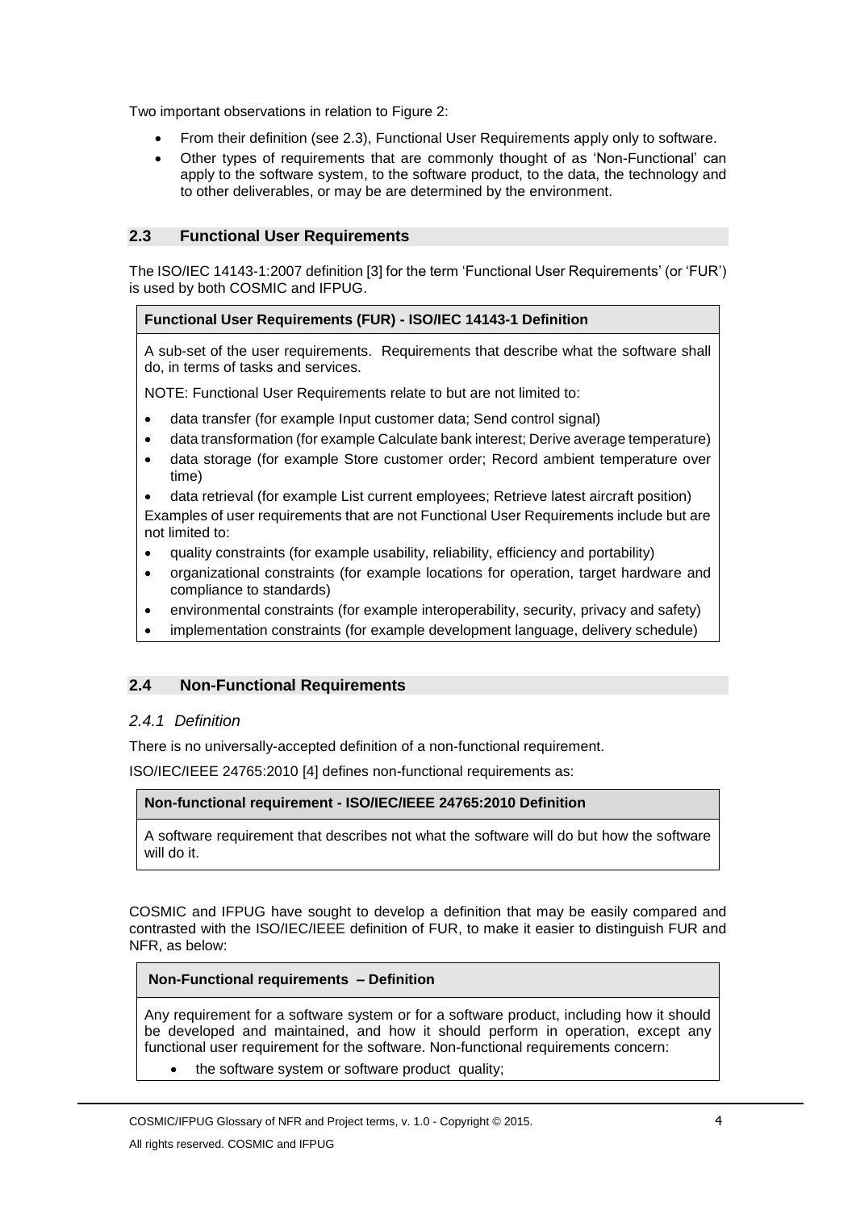Two important observations in relation to Figure 2:

- From their definition (see 2.3), Functional User Requirements apply only to software.
- Other types of requirements that are commonly thought of as 'Non-Functional' can apply to the software system, to the software product, to the data, the technology and to other deliverables, or may be are determined by the environment.

## 2.3 Functional User Requirements

The ISO/IEC 14143-1:2007 definition [3] for the term 'Functional User Requirements' (or 'FUR') is used by both COSMIC and IFPUG.

**Functional User Requirements (FUR) - ISO/IEC 14143-1 Definition**

A sub-set of the user requirements. Requirements that describe what the software shall do, in terms of tasks and services.

NOTE: Functional User Requirements relate to but are not limited to:

- data transfer (for example Input customer data; Send control signal)
- data transformation (for example Calculate bank interest; Derive average temperature)
- data storage (for example Store customer order; Record ambient temperature over time)
- data retrieval (for example List current employees; Retrieve latest aircraft position)

Examples of user requirements that are not Functional User Requirements include but are not limited to:

- quality constraints (for example usability, reliability, efficiency and portability)
- organizational constraints (for example locations for operation, target hardware and compliance to standards)
- environmental constraints (for example interoperability, security, privacy and safety)
- implementation constraints (for example development language, delivery schedule)

## 2.4 Non-Functional Requirements

### *2.4.1 Definition*

There is no universally-accepted definition of a non-functional requirement.

ISO/IEC/IEEE 24765:2010 [4] defines non-functional requirements as:

**Non-functional requirement - ISO/IEC/IEEE 24765:2010 Definition**

A software requirement that describes not what the software will do but how the software will do it.

COSMIC and IFPUG have sought to develop a definition that may be easily compared and contrasted with the ISO/IEC/IEEE definition of FUR, to make it easier to distinguish FUR and NFR, as below:

**Non-Functional requirements – Definition**

Any requirement for a software system or for a software product, including how it should be developed and maintained, and how it should perform in operation, except any functional user requirement for the software. Non-functional requirements concern:

- the software system or software product quality;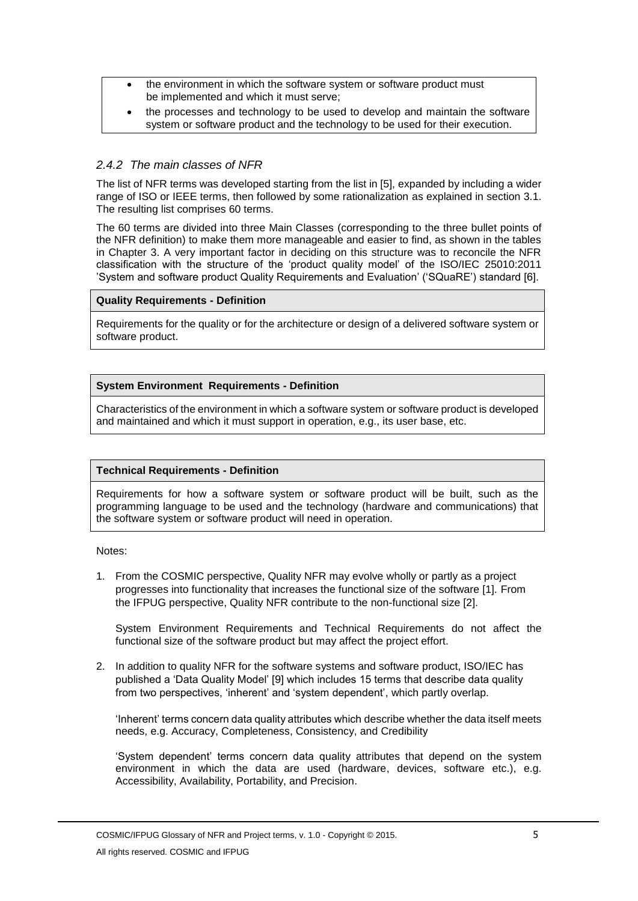- the environment in which the software system or software product must be implemented and which it must serve;
- the processes and technology to be used to develop and maintain the software system or software product and the technology to be used for their execution.

### *2.4.2 The main classes of NFR*

The list of NFR terms was developed starting from the list in [5], expanded by including a wider range of ISO or IEEE terms, then followed by some rationalization as explained in section 3.1. The resulting list comprises 60 terms.

The 60 terms are divided into three Main Classes (corresponding to the three bullet points of the NFR definition) to make them more manageable and easier to find, as shown in the tables in Chapter 3. A very important factor in deciding on this structure was to reconcile the NFR classification with the structure of the 'product quality model' of the ISO/IEC 25010:2011 'System and software product Quality Requirements and Evaluation' ('SQuaRE') standard [6].

| **Quality Requirements - Definition** |
|---|
| Requirements for the quality or for the architecture or design of a delivered software system or software product. |

| **System Environment Requirements - Definition** |
|---|
| Characteristics of the environment in which a software system or software product is developed and maintained and which it must support in operation, e.g., its user base, etc. |

| **Technical Requirements - Definition** |
|---|
| Requirements for how a software system or software product will be built, such as the programming language to be used and the technology (hardware and communications) that the software system or software product will need in operation. |

Notes:

1. From the COSMIC perspective, Quality NFR may evolve wholly or partly as a project progresses into functionality that increases the functional size of the software [1]. From the IFPUG perspective, Quality NFR contribute to the non-functional size [2].

   System Environment Requirements and Technical Requirements do not affect the functional size of the software product but may affect the project effort.

2. In addition to quality NFR for the software systems and software product, ISO/IEC has published a 'Data Quality Model' [9] which includes 15 terms that describe data quality from two perspectives, 'inherent' and 'system dependent', which partly overlap.

   'Inherent' terms concern data quality attributes which describe whether the data itself meets needs, e.g. Accuracy, Completeness, Consistency, and Credibility

   'System dependent' terms concern data quality attributes that depend on the system environment in which the data are used (hardware, devices, software etc.), e.g. Accessibility, Availability, Portability, and Precision.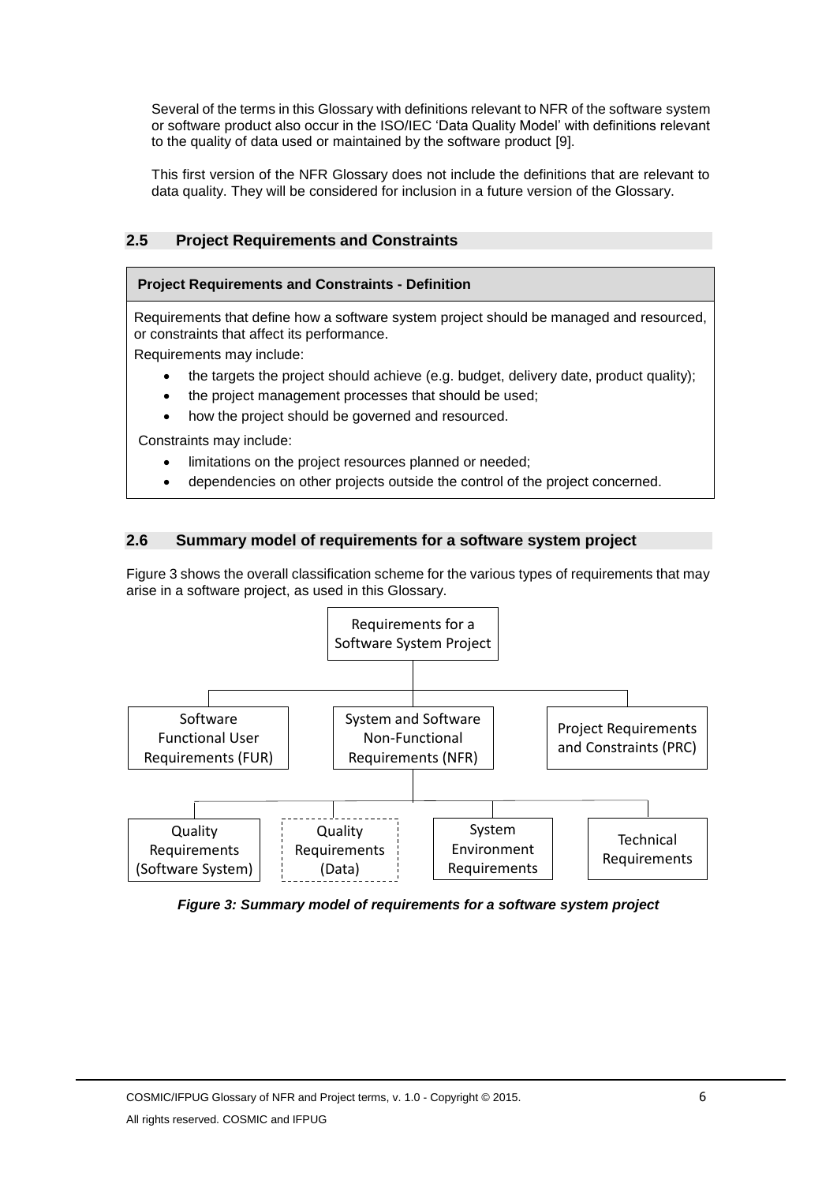Several of the terms in this Glossary with definitions relevant to NFR of the software system or software product also occur in the ISO/IEC 'Data Quality Model' with definitions relevant to the quality of data used or maintained by the software product [9].

This first version of the NFR Glossary does not include the definitions that are relevant to data quality. They will be considered for inclusion in a future version of the Glossary.

## 2.5 Project Requirements and Constraints

**Project Requirements and Constraints - Definition**

Requirements that define how a software system project should be managed and resourced, or constraints that affect its performance.

Requirements may include:

- the targets the project should achieve (e.g. budget, delivery date, product quality);
- the project management processes that should be used;
- how the project should be governed and resourced.

Constraints may include:

- limitations on the project resources planned or needed;
- dependencies on other projects outside the control of the project concerned.

## 2.6 Summary model of requirements for a software system project

Figure 3 shows the overall classification scheme for the various types of requirements that may arise in a software project, as used in this Glossary.

- Requirements for a Software System Project
  - Software Functional User Requirements (FUR)
  - System and Software Non-Functional Requirements (NFR)
    - Quality Requirements (Software System)
    - Quality Requirements (Data)
    - System Environment Requirements
    - Technical Requirements
  - Project Requirements and Constraints (PRC)

*Figure 3: Summary model of requirements for a software system project*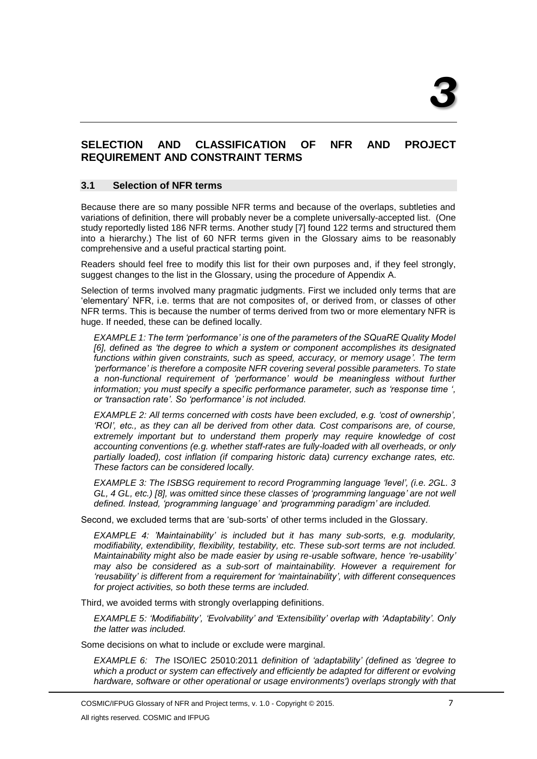# 3

## SELECTION AND CLASSIFICATION OF NFR AND PROJECT REQUIREMENT AND CONSTRAINT TERMS

### 3.1 Selection of NFR terms

Because there are so many possible NFR terms and because of the overlaps, subtleties and variations of definition, there will probably never be a complete universally-accepted list. (One study reportedly listed 186 NFR terms. Another study [7] found 122 terms and structured them into a hierarchy.) The list of 60 NFR terms given in the Glossary aims to be reasonably comprehensive and a useful practical starting point.

Readers should feel free to modify this list for their own purposes and, if they feel strongly, suggest changes to the list in the Glossary, using the procedure of Appendix A.

Selection of terms involved many pragmatic judgments. First we included only terms that are 'elementary' NFR, i.e. terms that are not composites of, or derived from, or classes of other NFR terms. This is because the number of terms derived from two or more elementary NFR is huge. If needed, these can be defined locally.

*EXAMPLE 1: The term 'performance' is one of the parameters of the SQuaRE Quality Model [6], defined as 'the degree to which a system or component accomplishes its designated functions within given constraints, such as speed, accuracy, or memory usage'. The term 'performance' is therefore a composite NFR covering several possible parameters. To state a non-functional requirement of 'performance' would be meaningless without further information; you must specify a specific performance parameter, such as 'response time ', or 'transaction rate'. So 'performance' is not included.*

*EXAMPLE 2: All terms concerned with costs have been excluded, e.g. 'cost of ownership', 'ROI', etc., as they can all be derived from other data. Cost comparisons are, of course, extremely important but to understand them properly may require knowledge of cost accounting conventions (e.g. whether staff-rates are fully-loaded with all overheads, or only partially loaded), cost inflation (if comparing historic data) currency exchange rates, etc. These factors can be considered locally.*

*EXAMPLE 3: The ISBSG requirement to record Programming language 'level', (i.e. 2GL. 3 GL, 4 GL, etc.) [8], was omitted since these classes of 'programming language' are not well defined. Instead, 'programming language' and 'programming paradigm' are included.*

Second, we excluded terms that are 'sub-sorts' of other terms included in the Glossary.

*EXAMPLE 4: 'Maintainability' is included but it has many sub-sorts, e.g. modularity, modifiability, extendibility, flexibility, testability, etc. These sub-sort terms are not included. Maintainability might also be made easier by using re-usable software, hence 're-usability' may also be considered as a sub-sort of maintainability. However a requirement for 'reusability' is different from a requirement for 'maintainability', with different consequences for project activities, so both these terms are included.*

Third, we avoided terms with strongly overlapping definitions.

*EXAMPLE 5: 'Modifiability', 'Evolvability' and 'Extensibility' overlap with 'Adaptability'. Only the latter was included.*

Some decisions on what to include or exclude were marginal.

*EXAMPLE 6: The* ISO/IEC 25010:2011 *definition of 'adaptability' (defined as 'degree to which a product or system can effectively and efficiently be adapted for different or evolving hardware, software or other operational or usage environments') overlaps strongly with that*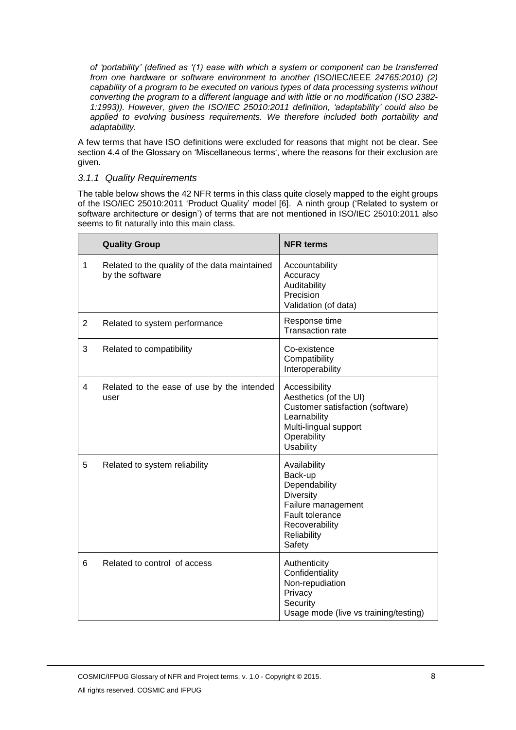*of 'portability' (defined as '(1) ease with which a system or component can be transferred from one hardware or software environment to another (*ISO/IEC/IEEE *24765:2010) (2) capability of a program to be executed on various types of data processing systems without converting the program to a different language and with little or no modification (ISO 2382-1:1993)). However, given the ISO/IEC 25010:2011 definition, 'adaptability' could also be applied to evolving business requirements. We therefore included both portability and adaptability.*

A few terms that have ISO definitions were excluded for reasons that might not be clear. See section 4.4 of the Glossary on 'Miscellaneous terms', where the reasons for their exclusion are given.

### *3.1.1 Quality Requirements*

The table below shows the 42 NFR terms in this class quite closely mapped to the eight groups of the ISO/IEC 25010:2011 'Product Quality' model [6]. A ninth group ('Related to system or software architecture or design') of terms that are not mentioned in ISO/IEC 25010:2011 also seems to fit naturally into this main class.

| | **Quality Group** | **NFR terms** |
|---|---|---|
| 1 | Related to the quality of the data maintained by the software | Accountability<br>Accuracy<br>Auditability<br>Precision<br>Validation (of data) |
| 2 | Related to system performance | Response time<br>Transaction rate |
| 3 | Related to compatibility | Co-existence<br>Compatibility<br>Interoperability |
| 4 | Related to the ease of use by the intended user | Accessibility<br>Aesthetics (of the UI)<br>Customer satisfaction (software)<br>Learnability<br>Multi-lingual support<br>Operability<br>Usability |
| 5 | Related to system reliability | Availability<br>Back-up<br>Dependability<br>Diversity<br>Failure management<br>Fault tolerance<br>Recoverability<br>Reliability<br>Safety |
| 6 | Related to control of access | Authenticity<br>Confidentiality<br>Non-repudiation<br>Privacy<br>Security<br>Usage mode (live vs training/testing) |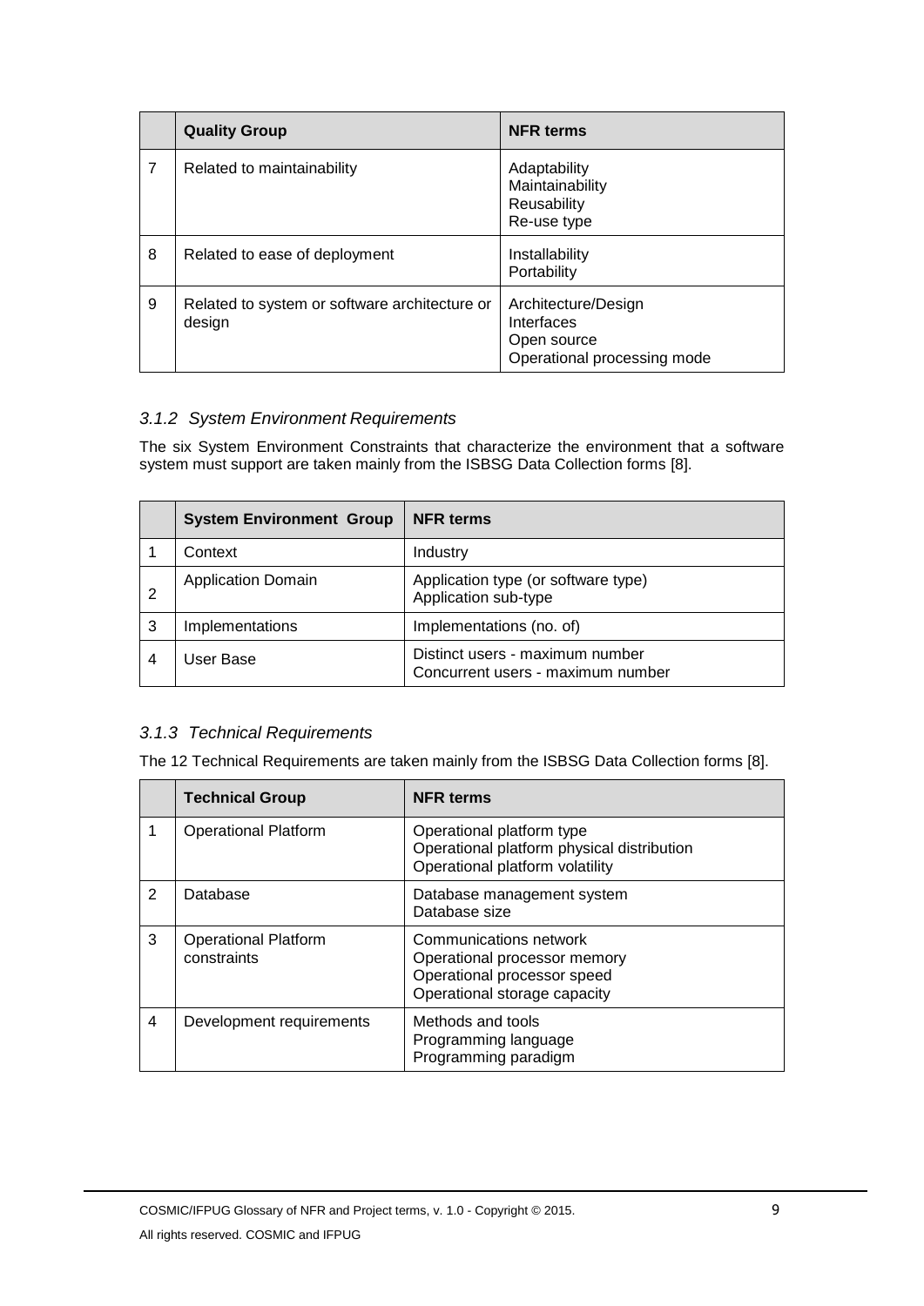| | Quality Group | NFR terms |
|---|---|---|
| 7 | Related to maintainability | Adaptability<br>Maintainability<br>Reusability<br>Re-use type |
| 8 | Related to ease of deployment | Installability<br>Portability |
| 9 | Related to system or software architecture or design | Architecture/Design<br>Interfaces<br>Open source<br>Operational processing mode |

### *3.1.2 System Environment Requirements*

The six System Environment Constraints that characterize the environment that a software system must support are taken mainly from the ISBSG Data Collection forms [8].

| | System Environment Group | NFR terms |
|---|---|---|
| 1 | Context | Industry |
| 2 | Application Domain | Application type (or software type)<br>Application sub-type |
| 3 | Implementations | Implementations (no. of) |
| 4 | User Base | Distinct users - maximum number<br>Concurrent users - maximum number |

### *3.1.3 Technical Requirements*

The 12 Technical Requirements are taken mainly from the ISBSG Data Collection forms [8].

| | Technical Group | NFR terms |
|---|---|---|
| 1 | Operational Platform | Operational platform type<br>Operational platform physical distribution<br>Operational platform volatility |
| 2 | Database | Database management system<br>Database size |
| 3 | Operational Platform constraints | Communications network<br>Operational processor memory<br>Operational processor speed<br>Operational storage capacity |
| 4 | Development requirements | Methods and tools<br>Programming language<br>Programming paradigm |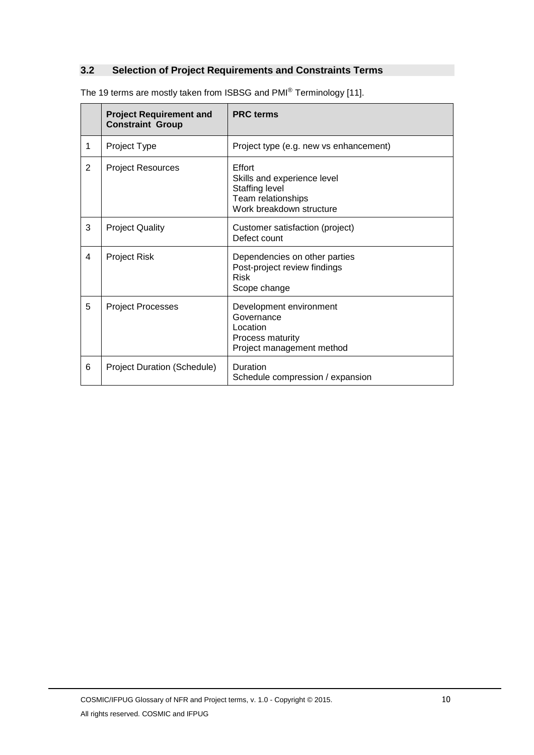## 3.2 Selection of Project Requirements and Constraints Terms

The 19 terms are mostly taken from ISBSG and PMI® Terminology [11].

| | **Project Requirement and Constraint Group** | **PRC terms** |
|---|---|---|
| 1 | Project Type | Project type (e.g. new vs enhancement) |
| 2 | Project Resources | Effort<br>Skills and experience level<br>Staffing level<br>Team relationships<br>Work breakdown structure |
| 3 | Project Quality | Customer satisfaction (project)<br>Defect count |
| 4 | Project Risk | Dependencies on other parties<br>Post-project review findings<br>Risk<br>Scope change |
| 5 | Project Processes | Development environment<br>Governance<br>Location<br>Process maturity<br>Project management method |
| 6 | Project Duration (Schedule) | Duration<br>Schedule compression / expansion |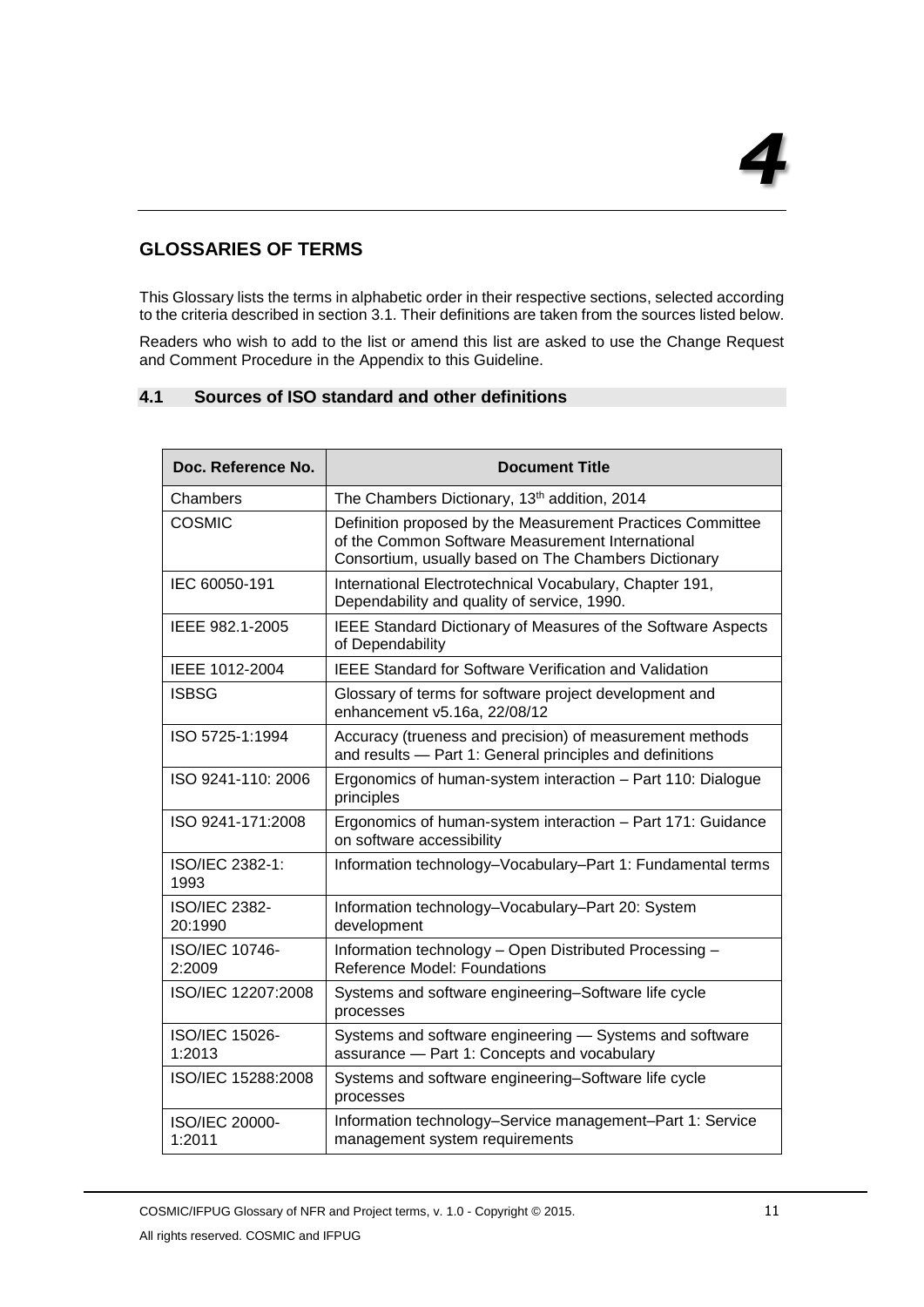# 4

## GLOSSARIES OF TERMS

This Glossary lists the terms in alphabetic order in their respective sections, selected according to the criteria described in section 3.1. Their definitions are taken from the sources listed below.

Readers who wish to add to the list or amend this list are asked to use the Change Request and Comment Procedure in the Appendix to this Guideline.

### 4.1 Sources of ISO standard and other definitions

| Doc. Reference No. | Document Title |
|---|---|
| Chambers | The Chambers Dictionary, 13th addition, 2014 |
| COSMIC | Definition proposed by the Measurement Practices Committee of the Common Software Measurement International Consortium, usually based on The Chambers Dictionary |
| IEC 60050-191 | International Electrotechnical Vocabulary, Chapter 191, Dependability and quality of service, 1990. |
| IEEE 982.1-2005 | IEEE Standard Dictionary of Measures of the Software Aspects of Dependability |
| IEEE 1012-2004 | IEEE Standard for Software Verification and Validation |
| ISBSG | Glossary of terms for software project development and enhancement v5.16a, 22/08/12 |
| ISO 5725-1:1994 | Accuracy (trueness and precision) of measurement methods and results — Part 1: General principles and definitions |
| ISO 9241-110: 2006 | Ergonomics of human-system interaction – Part 110: Dialogue principles |
| ISO 9241-171:2008 | Ergonomics of human-system interaction – Part 171: Guidance on software accessibility |
| ISO/IEC 2382-1: 1993 | Information technology–Vocabulary–Part 1: Fundamental terms |
| ISO/IEC 2382-20:1990 | Information technology–Vocabulary–Part 20: System development |
| ISO/IEC 10746-2:2009 | Information technology – Open Distributed Processing – Reference Model: Foundations |
| ISO/IEC 12207:2008 | Systems and software engineering–Software life cycle processes |
| ISO/IEC 15026-1:2013 | Systems and software engineering — Systems and software assurance — Part 1: Concepts and vocabulary |
| ISO/IEC 15288:2008 | Systems and software engineering–Software life cycle processes |
| ISO/IEC 20000-1:2011 | Information technology–Service management–Part 1: Service management system requirements |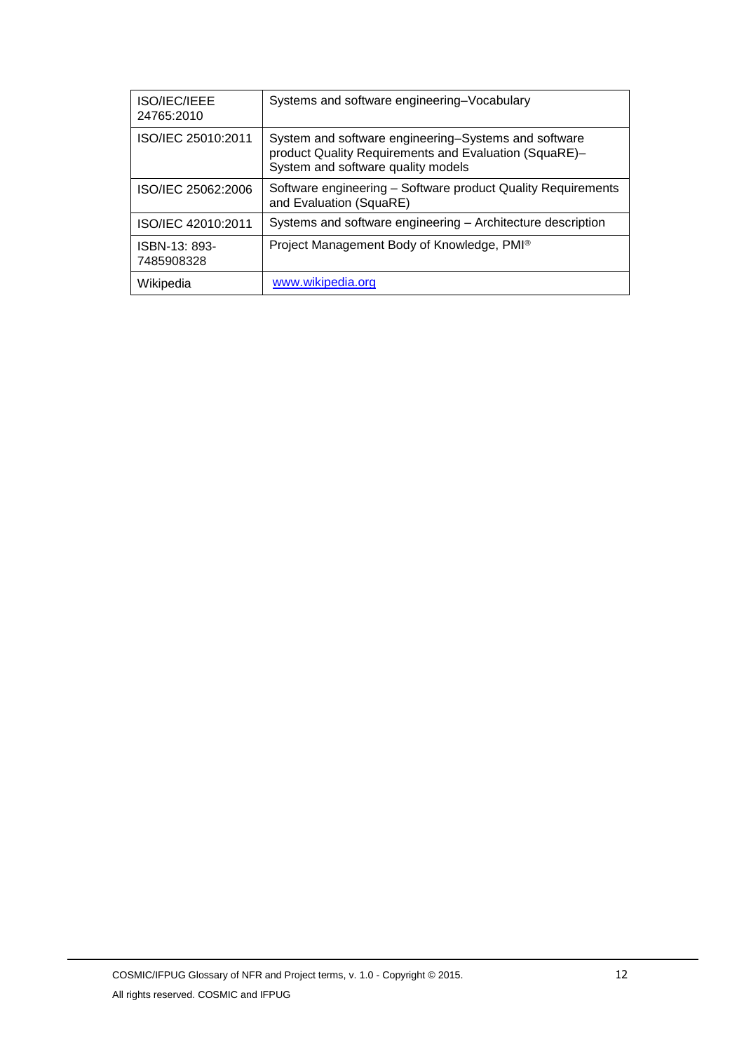| | |
|---|---|
| ISO/IEC/IEEE 24765:2010 | Systems and software engineering–Vocabulary |
| ISO/IEC 25010:2011 | System and software engineering–Systems and software product Quality Requirements and Evaluation (SquaRE)–System and software quality models |
| ISO/IEC 25062:2006 | Software engineering – Software product Quality Requirements and Evaluation (SquaRE) |
| ISO/IEC 42010:2011 | Systems and software engineering – Architecture description |
| ISBN-13: 893-7485908328 | Project Management Body of Knowledge, PMI® |
| Wikipedia | [www.wikipedia.org](http://www.wikipedia.org) |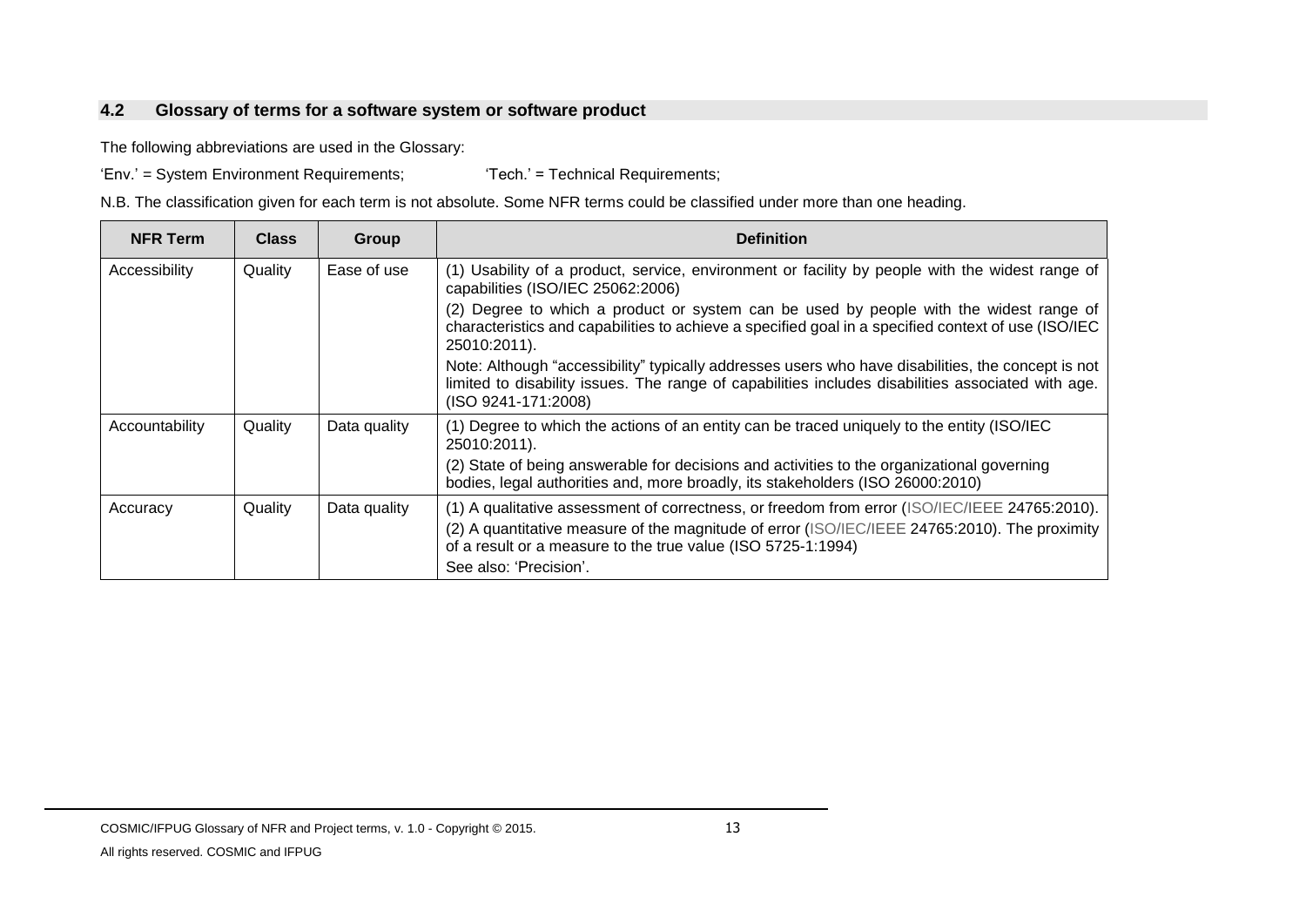## 4.2 Glossary of terms for a software system or software product

The following abbreviations are used in the Glossary:

'Env.' = System Environment Requirements; 'Tech.' = Technical Requirements;

N.B. The classification given for each term is not absolute. Some NFR terms could be classified under more than one heading.

| NFR Term | Class | Group | Definition |
|---|---|---|---|
| Accessibility | Quality | Ease of use | (1) Usability of a product, service, environment or facility by people with the widest range of capabilities (ISO/IEC 25062:2006)<br>(2) Degree to which a product or system can be used by people with the widest range of characteristics and capabilities to achieve a specified goal in a specified context of use (ISO/IEC 25010:2011).<br>Note: Although "accessibility" typically addresses users who have disabilities, the concept is not limited to disability issues. The range of capabilities includes disabilities associated with age. (ISO 9241-171:2008) |
| Accountability | Quality | Data quality | (1) Degree to which the actions of an entity can be traced uniquely to the entity (ISO/IEC 25010:2011).<br>(2) State of being answerable for decisions and activities to the organizational governing bodies, legal authorities and, more broadly, its stakeholders (ISO 26000:2010) |
| Accuracy | Quality | Data quality | (1) A qualitative assessment of correctness, or freedom from error (ISO/IEC/IEEE 24765:2010).<br>(2) A quantitative measure of the magnitude of error (ISO/IEC/IEEE 24765:2010). The proximity of a result or a measure to the true value (ISO 5725-1:1994)<br>See also: 'Precision'. |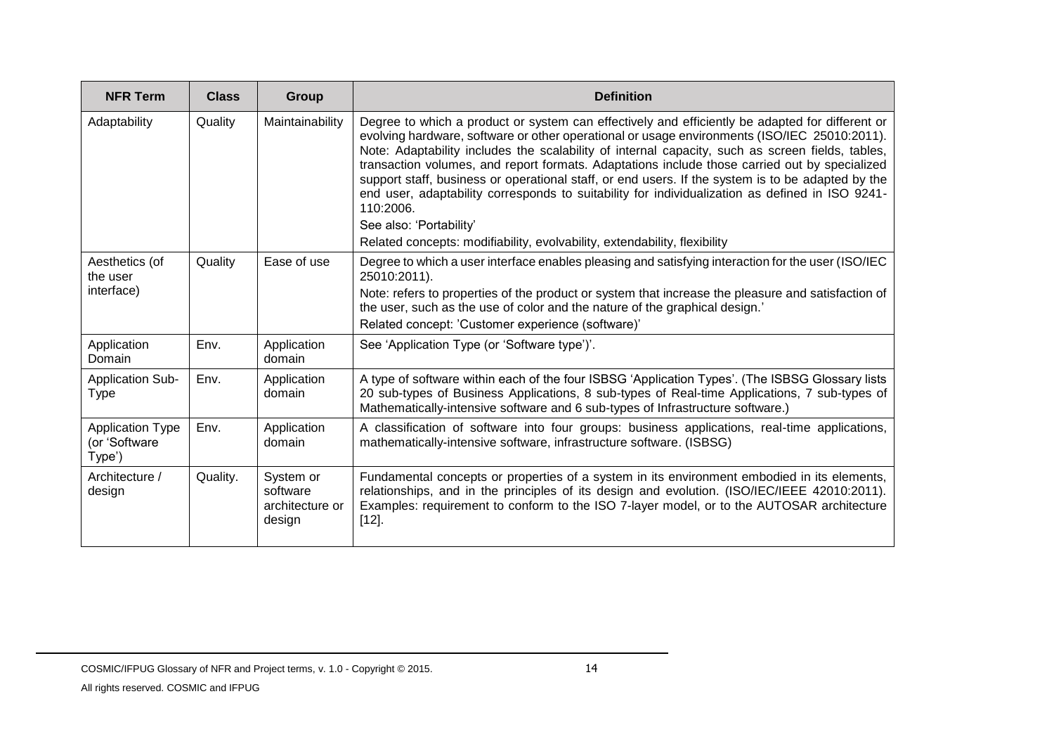| NFR Term | Class | Group | Definition |
|---|---|---|---|
| Adaptability | Quality | Maintainability | Degree to which a product or system can effectively and efficiently be adapted for different or evolving hardware, software or other operational or usage environments (ISO/IEC 25010:2011). Note: Adaptability includes the scalability of internal capacity, such as screen fields, tables, transaction volumes, and report formats. Adaptations include those carried out by specialized support staff, business or operational staff, or end users. If the system is to be adapted by the end user, adaptability corresponds to suitability for individualization as defined in ISO 9241-110:2006.<br>See also: 'Portability'<br>Related concepts: modifiability, evolvability, extendability, flexibility |
| Aesthetics (of the user interface) | Quality | Ease of use | Degree to which a user interface enables pleasing and satisfying interaction for the user (ISO/IEC 25010:2011).<br>Note: refers to properties of the product or system that increase the pleasure and satisfaction of the user, such as the use of color and the nature of the graphical design.'<br>Related concept: 'Customer experience (software)' |
| Application Domain | Env. | Application domain | See 'Application Type (or 'Software type')'. |
| Application Sub-Type | Env. | Application domain | A type of software within each of the four ISBSG 'Application Types'. (The ISBSG Glossary lists 20 sub-types of Business Applications, 8 sub-types of Real-time Applications, 7 sub-types of Mathematically-intensive software and 6 sub-types of Infrastructure software.) |
| Application Type (or 'Software Type') | Env. | Application domain | A classification of software into four groups: business applications, real-time applications, mathematically-intensive software, infrastructure software. (ISBSG) |
| Architecture / design | Quality. | System or software architecture or design | Fundamental concepts or properties of a system in its environment embodied in its elements, relationships, and in the principles of its design and evolution. (ISO/IEC/IEEE 42010:2011). Examples: requirement to conform to the ISO 7-layer model, or to the AUTOSAR architecture [12]. |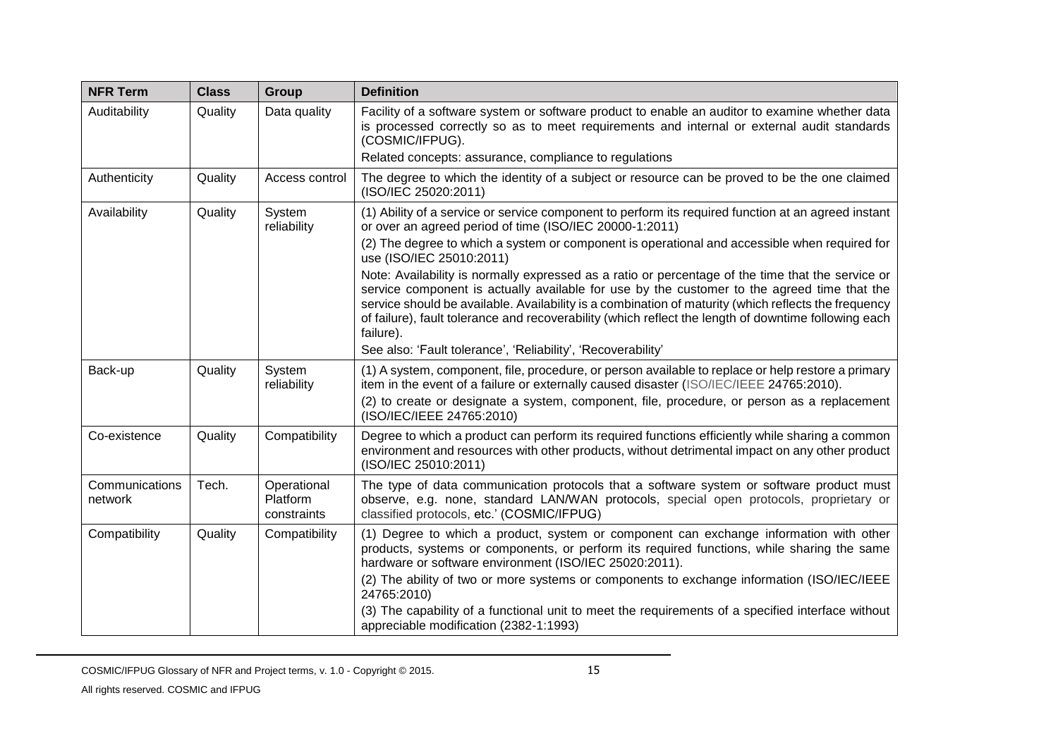| NFR Term | Class | Group | Definition |
|---|---|---|---|
| Auditability | Quality | Data quality | Facility of a software system or software product to enable an auditor to examine whether data is processed correctly so as to meet requirements and internal or external audit standards (COSMIC/IFPUG).<br>Related concepts: assurance, compliance to regulations |
| Authenticity | Quality | Access control | The degree to which the identity of a subject or resource can be proved to be the one claimed (ISO/IEC 25020:2011) |
| Availability | Quality | System reliability | (1) Ability of a service or service component to perform its required function at an agreed instant or over an agreed period of time (ISO/IEC 20000-1:2011)<br>(2) The degree to which a system or component is operational and accessible when required for use (ISO/IEC 25010:2011)<br>Note: Availability is normally expressed as a ratio or percentage of the time that the service or service component is actually available for use by the customer to the agreed time that the service should be available. Availability is a combination of maturity (which reflects the frequency of failure), fault tolerance and recoverability (which reflect the length of downtime following each failure).<br>See also: 'Fault tolerance', 'Reliability', 'Recoverability' |
| Back-up | Quality | System reliability | (1) A system, component, file, procedure, or person available to replace or help restore a primary item in the event of a failure or externally caused disaster (ISO/IEC/IEEE 24765:2010).<br>(2) to create or designate a system, component, file, procedure, or person as a replacement (ISO/IEC/IEEE 24765:2010) |
| Co-existence | Quality | Compatibility | Degree to which a product can perform its required functions efficiently while sharing a common environment and resources with other products, without detrimental impact on any other product (ISO/IEC 25010:2011) |
| Communications network | Tech. | Operational Platform constraints | The type of data communication protocols that a software system or software product must observe, e.g. none, standard LAN/WAN protocols, special open protocols, proprietary or classified protocols, etc.' (COSMIC/IFPUG) |
| Compatibility | Quality | Compatibility | (1) Degree to which a product, system or component can exchange information with other products, systems or components, or perform its required functions, while sharing the same hardware or software environment (ISO/IEC 25020:2011).<br>(2) The ability of two or more systems or components to exchange information (ISO/IEC/IEEE 24765:2010)<br>(3) The capability of a functional unit to meet the requirements of a specified interface without appreciable modification (2382-1:1993) |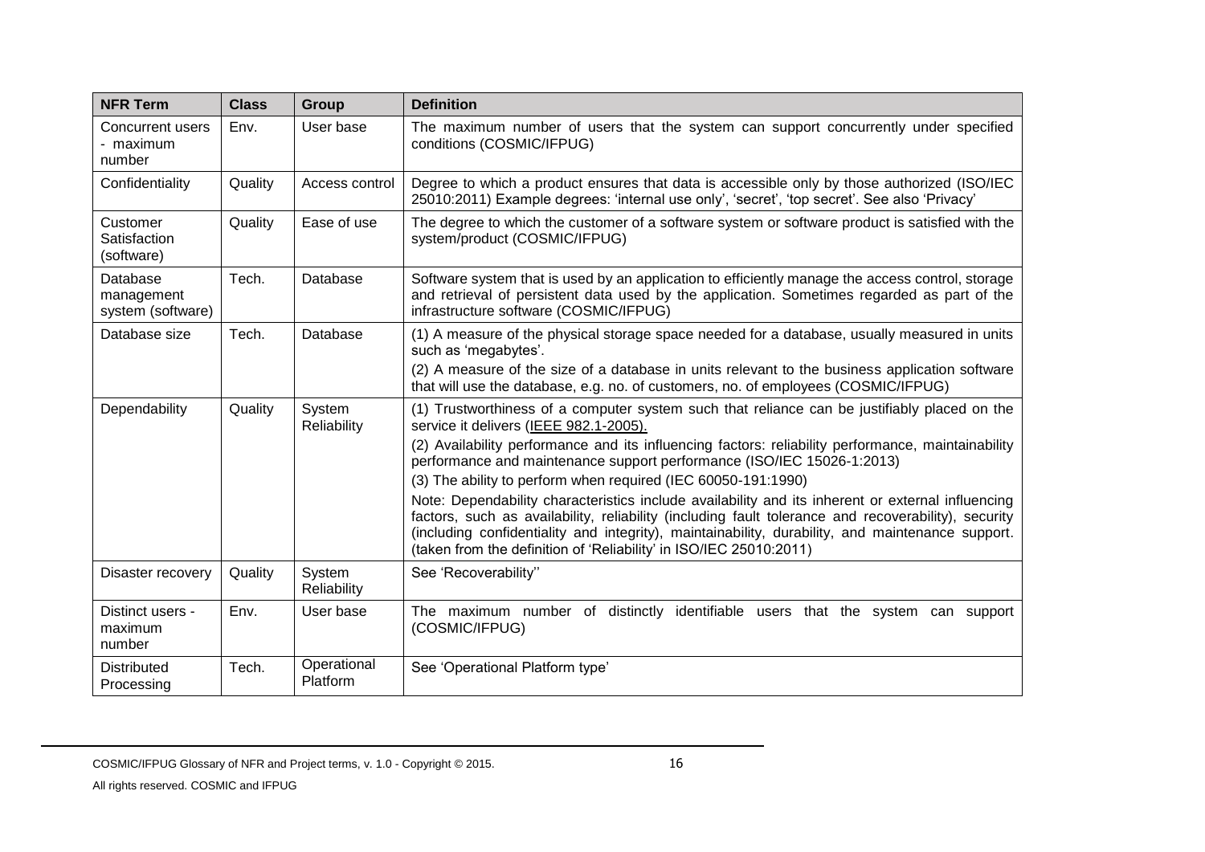| NFR Term | Class | Group | Definition |
|---|---|---|---|
| Concurrent users - maximum number | Env. | User base | The maximum number of users that the system can support concurrently under specified conditions (COSMIC/IFPUG) |
| Confidentiality | Quality | Access control | Degree to which a product ensures that data is accessible only by those authorized (ISO/IEC 25010:2011) Example degrees: 'internal use only', 'secret', 'top secret'. See also 'Privacy' |
| Customer Satisfaction (software) | Quality | Ease of use | The degree to which the customer of a software system or software product is satisfied with the system/product (COSMIC/IFPUG) |
| Database management system (software) | Tech. | Database | Software system that is used by an application to efficiently manage the access control, storage and retrieval of persistent data used by the application. Sometimes regarded as part of the infrastructure software (COSMIC/IFPUG) |
| Database size | Tech. | Database | (1) A measure of the physical storage space needed for a database, usually measured in units such as 'megabytes'.<br>(2) A measure of the size of a database in units relevant to the business application software that will use the database, e.g. no. of customers, no. of employees (COSMIC/IFPUG) |
| Dependability | Quality | System Reliability | (1) Trustworthiness of a computer system such that reliance can be justifiably placed on the service it delivers (IEEE 982.1-2005).<br>(2) Availability performance and its influencing factors: reliability performance, maintainability performance and maintenance support performance (ISO/IEC 15026-1:2013)<br>(3) The ability to perform when required (IEC 60050-191:1990)<br>Note: Dependability characteristics include availability and its inherent or external influencing factors, such as availability, reliability (including fault tolerance and recoverability), security (including confidentiality and integrity), maintainability, durability, and maintenance support. (taken from the definition of 'Reliability' in ISO/IEC 25010:2011) |
| Disaster recovery | Quality | System Reliability | See 'Recoverability'' |
| Distinct users - maximum number | Env. | User base | The maximum number of distinctly identifiable users that the system can support (COSMIC/IFPUG) |
| Distributed Processing | Tech. | Operational Platform | See 'Operational Platform type' |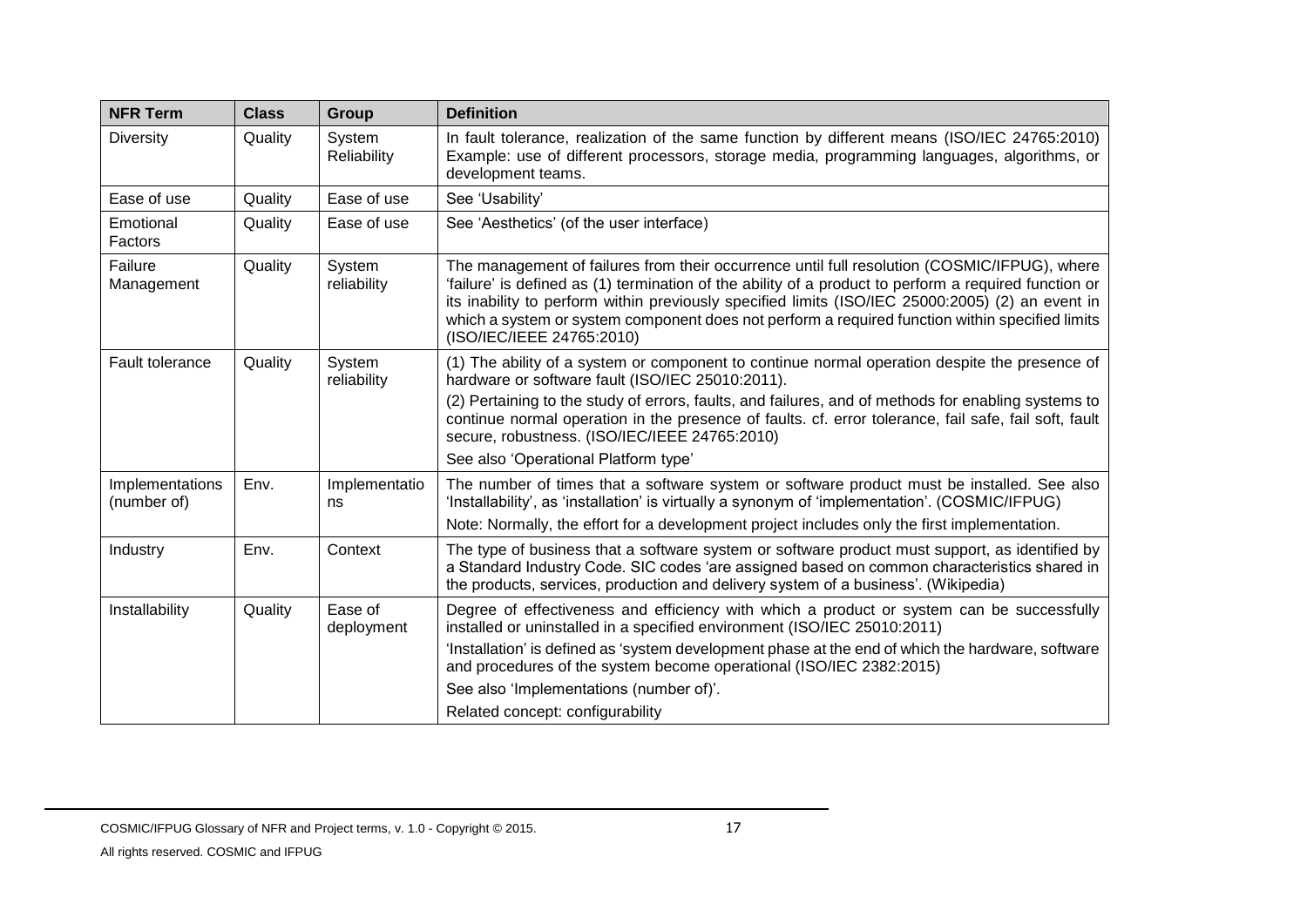| NFR Term | Class | Group | Definition |
| --- | --- | --- | --- |
| Diversity | Quality | System Reliability | In fault tolerance, realization of the same function by different means (ISO/IEC 24765:2010) Example: use of different processors, storage media, programming languages, algorithms, or development teams. |
| Ease of use | Quality | Ease of use | See 'Usability' |
| Emotional Factors | Quality | Ease of use | See 'Aesthetics' (of the user interface) |
| Failure Management | Quality | System reliability | The management of failures from their occurrence until full resolution (COSMIC/IFPUG), where 'failure' is defined as (1) termination of the ability of a product to perform a required function or its inability to perform within previously specified limits (ISO/IEC 25000:2005) (2) an event in which a system or system component does not perform a required function within specified limits (ISO/IEC/IEEE 24765:2010) |
| Fault tolerance | Quality | System reliability | (1) The ability of a system or component to continue normal operation despite the presence of hardware or software fault (ISO/IEC 25010:2011).<br>(2) Pertaining to the study of errors, faults, and failures, and of methods for enabling systems to continue normal operation in the presence of faults. cf. error tolerance, fail safe, fail soft, fault secure, robustness. (ISO/IEC/IEEE 24765:2010)<br>See also 'Operational Platform type' |
| Implementations (number of) | Env. | Implementations | The number of times that a software system or software product must be installed. See also 'Installability', as 'installation' is virtually a synonym of 'implementation'. (COSMIC/IFPUG)<br>Note: Normally, the effort for a development project includes only the first implementation. |
| Industry | Env. | Context | The type of business that a software system or software product must support, as identified by a Standard Industry Code. SIC codes 'are assigned based on common characteristics shared in the products, services, production and delivery system of a business'. (Wikipedia) |
| Installability | Quality | Ease of deployment | Degree of effectiveness and efficiency with which a product or system can be successfully installed or uninstalled in a specified environment (ISO/IEC 25010:2011)<br>'Installation' is defined as 'system development phase at the end of which the hardware, software and procedures of the system become operational (ISO/IEC 2382:2015)<br>See also 'Implementations (number of)'.<br>Related concept: configurability |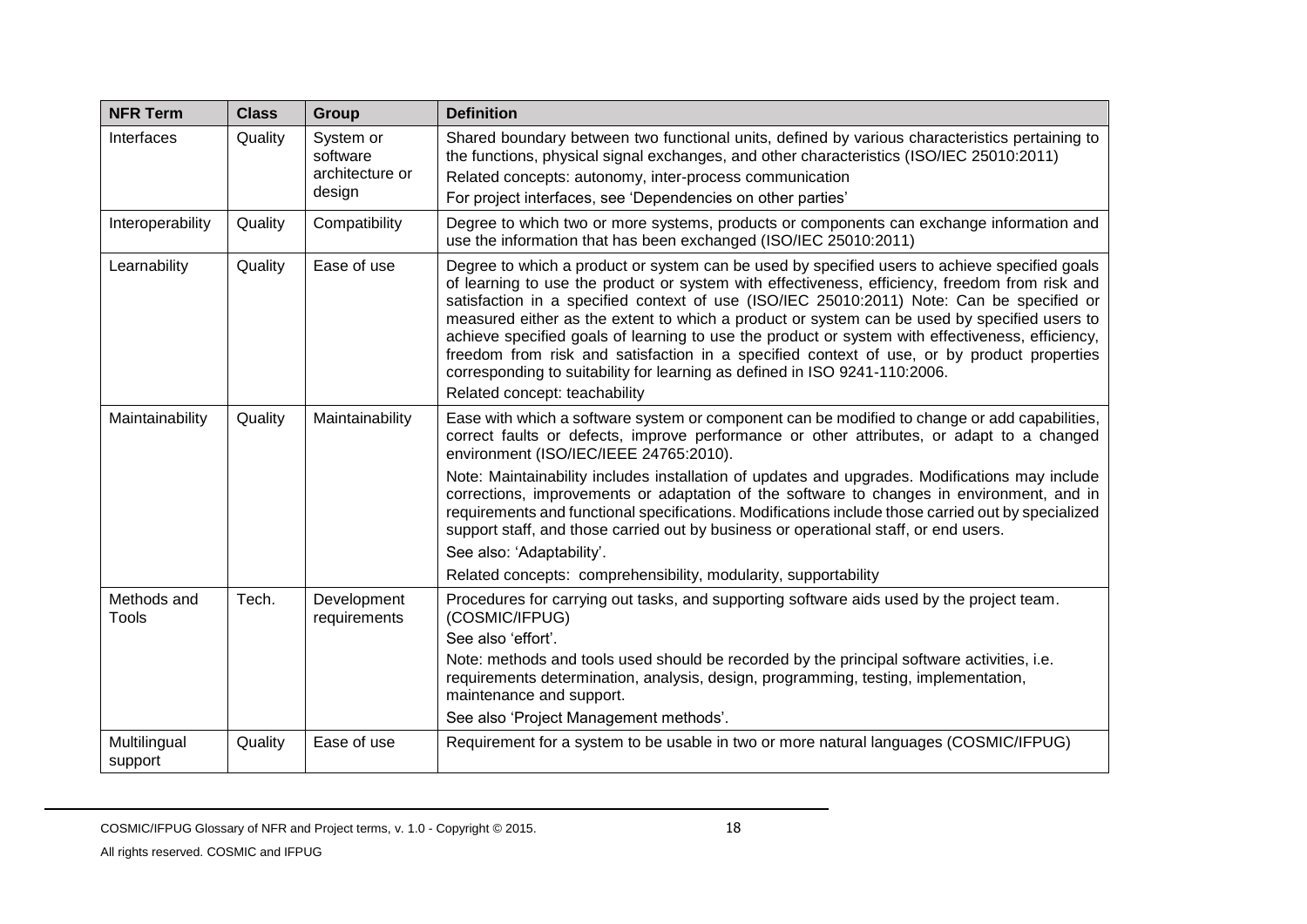| NFR Term | Class | Group | Definition |
|---|---|---|---|
| Interfaces | Quality | System or software architecture or design | Shared boundary between two functional units, defined by various characteristics pertaining to the functions, physical signal exchanges, and other characteristics (ISO/IEC 25010:2011)<br>Related concepts: autonomy, inter-process communication<br>For project interfaces, see 'Dependencies on other parties' |
| Interoperability | Quality | Compatibility | Degree to which two or more systems, products or components can exchange information and use the information that has been exchanged (ISO/IEC 25010:2011) |
| Learnability | Quality | Ease of use | Degree to which a product or system can be used by specified users to achieve specified goals of learning to use the product or system with effectiveness, efficiency, freedom from risk and satisfaction in a specified context of use (ISO/IEC 25010:2011) Note: Can be specified or measured either as the extent to which a product or system can be used by specified users to achieve specified goals of learning to use the product or system with effectiveness, efficiency, freedom from risk and satisfaction in a specified context of use, or by product properties corresponding to suitability for learning as defined in ISO 9241-110:2006.<br>Related concept: teachability |
| Maintainability | Quality | Maintainability | Ease with which a software system or component can be modified to change or add capabilities, correct faults or defects, improve performance or other attributes, or adapt to a changed environment (ISO/IEC/IEEE 24765:2010).<br>Note: Maintainability includes installation of updates and upgrades. Modifications may include corrections, improvements or adaptation of the software to changes in environment, and in requirements and functional specifications. Modifications include those carried out by specialized support staff, and those carried out by business or operational staff, or end users.<br>See also: 'Adaptability'.<br>Related concepts: comprehensibility, modularity, supportability |
| Methods and Tools | Tech. | Development requirements | Procedures for carrying out tasks, and supporting software aids used by the project team. (COSMIC/IFPUG)<br>See also 'effort'.<br>Note: methods and tools used should be recorded by the principal software activities, i.e. requirements determination, analysis, design, programming, testing, implementation, maintenance and support.<br>See also 'Project Management methods'. |
| Multilingual support | Quality | Ease of use | Requirement for a system to be usable in two or more natural languages (COSMIC/IFPUG) |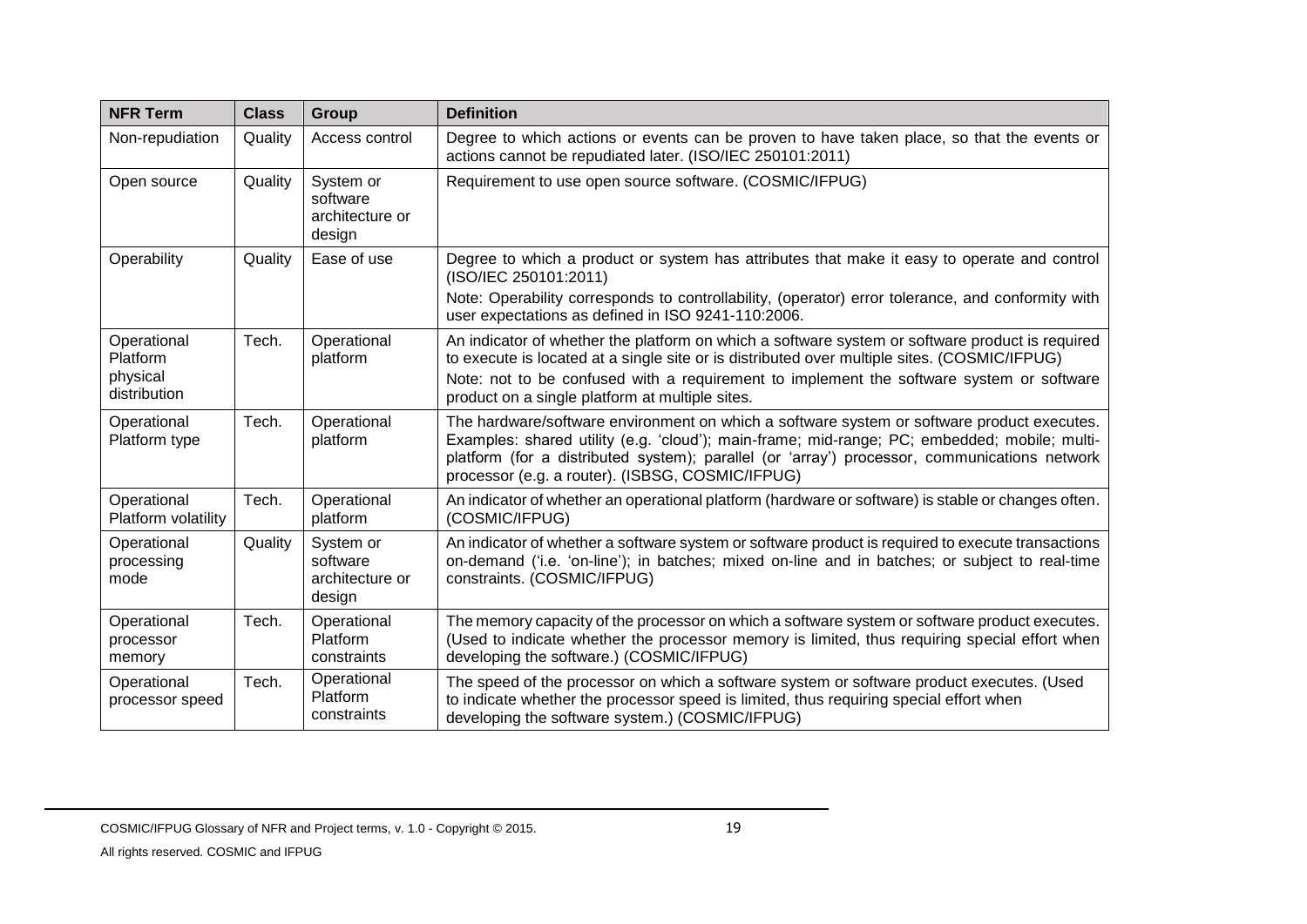| NFR Term | Class | Group | Definition |
|---|---|---|---|
| Non-repudiation | Quality | Access control | Degree to which actions or events can be proven to have taken place, so that the events or actions cannot be repudiated later. (ISO/IEC 250101:2011) |
| Open source | Quality | System or software architecture or design | Requirement to use open source software. (COSMIC/IFPUG) |
| Operability | Quality | Ease of use | Degree to which a product or system has attributes that make it easy to operate and control (ISO/IEC 250101:2011)<br>Note: Operability corresponds to controllability, (operator) error tolerance, and conformity with user expectations as defined in ISO 9241-110:2006. |
| Operational Platform physical distribution | Tech. | Operational platform | An indicator of whether the platform on which a software system or software product is required to execute is located at a single site or is distributed over multiple sites. (COSMIC/IFPUG)<br>Note: not to be confused with a requirement to implement the software system or software product on a single platform at multiple sites. |
| Operational Platform type | Tech. | Operational platform | The hardware/software environment on which a software system or software product executes. Examples: shared utility (e.g. 'cloud'); main-frame; mid-range; PC; embedded; mobile; multi-platform (for a distributed system); parallel (or 'array') processor, communications network processor (e.g. a router). (ISBSG, COSMIC/IFPUG) |
| Operational Platform volatility | Tech. | Operational platform | An indicator of whether an operational platform (hardware or software) is stable or changes often. (COSMIC/IFPUG) |
| Operational processing mode | Quality | System or software architecture or design | An indicator of whether a software system or software product is required to execute transactions on-demand ('i.e. 'on-line'); in batches; mixed on-line and in batches; or subject to real-time constraints. (COSMIC/IFPUG) |
| Operational processor memory | Tech. | Operational Platform constraints | The memory capacity of the processor on which a software system or software product executes. (Used to indicate whether the processor memory is limited, thus requiring special effort when developing the software.) (COSMIC/IFPUG) |
| Operational processor speed | Tech. | Operational Platform constraints | The speed of the processor on which a software system or software product executes. (Used to indicate whether the processor speed is limited, thus requiring special effort when developing the software system.) (COSMIC/IFPUG) |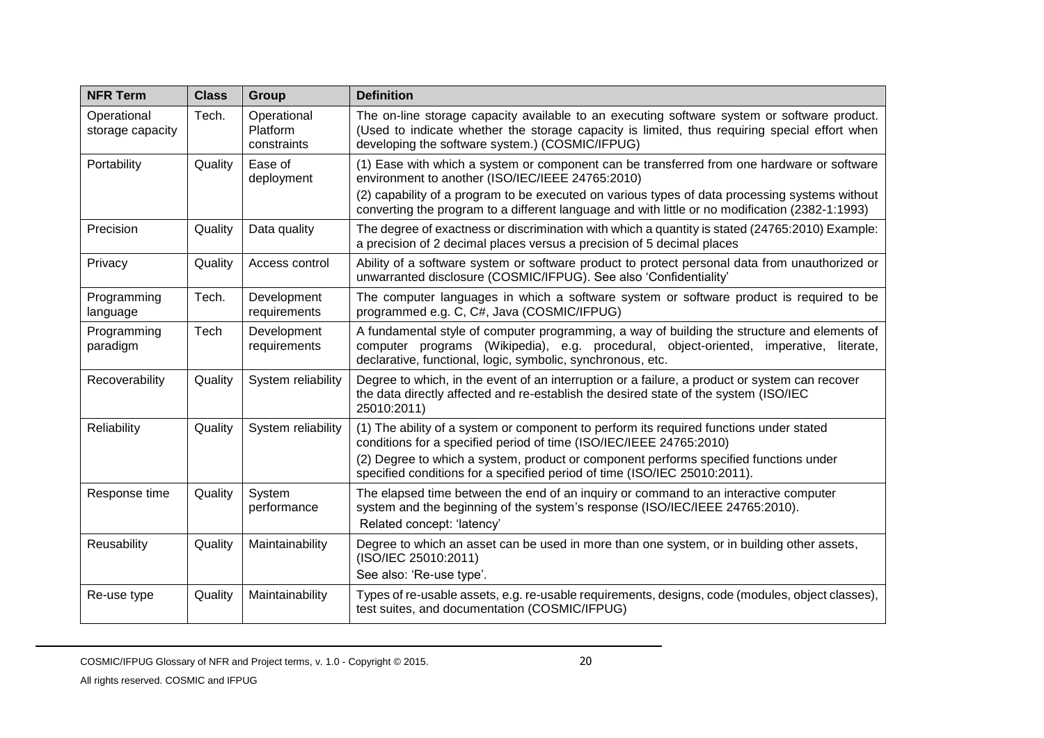| NFR Term | Class | Group | Definition |
|---|---|---|---|
| Operational storage capacity | Tech. | Operational Platform constraints | The on-line storage capacity available to an executing software system or software product. (Used to indicate whether the storage capacity is limited, thus requiring special effort when developing the software system.) (COSMIC/IFPUG) |
| Portability | Quality | Ease of deployment | (1) Ease with which a system or component can be transferred from one hardware or software environment to another (ISO/IEC/IEEE 24765:2010)<br>(2) capability of a program to be executed on various types of data processing systems without converting the program to a different language and with little or no modification (2382-1:1993) |
| Precision | Quality | Data quality | The degree of exactness or discrimination with which a quantity is stated (24765:2010) Example: a precision of 2 decimal places versus a precision of 5 decimal places |
| Privacy | Quality | Access control | Ability of a software system or software product to protect personal data from unauthorized or unwarranted disclosure (COSMIC/IFPUG). See also 'Confidentiality' |
| Programming language | Tech. | Development requirements | The computer languages in which a software system or software product is required to be programmed e.g. C, C#, Java (COSMIC/IFPUG) |
| Programming paradigm | Tech | Development requirements | A fundamental style of computer programming, a way of building the structure and elements of computer programs (Wikipedia), e.g. procedural, object-oriented, imperative, literate, declarative, functional, logic, symbolic, synchronous, etc. |
| Recoverability | Quality | System reliability | Degree to which, in the event of an interruption or a failure, a product or system can recover the data directly affected and re-establish the desired state of the system (ISO/IEC 25010:2011) |
| Reliability | Quality | System reliability | (1) The ability of a system or component to perform its required functions under stated conditions for a specified period of time (ISO/IEC/IEEE 24765:2010)<br>(2) Degree to which a system, product or component performs specified functions under specified conditions for a specified period of time (ISO/IEC 25010:2011). |
| Response time | Quality | System performance | The elapsed time between the end of an inquiry or command to an interactive computer system and the beginning of the system's response (ISO/IEC/IEEE 24765:2010).<br>Related concept: 'latency' |
| Reusability | Quality | Maintainability | Degree to which an asset can be used in more than one system, or in building other assets, (ISO/IEC 25010:2011)<br>See also: 'Re-use type'. |
| Re-use type | Quality | Maintainability | Types of re-usable assets, e.g. re-usable requirements, designs, code (modules, object classes), test suites, and documentation (COSMIC/IFPUG) |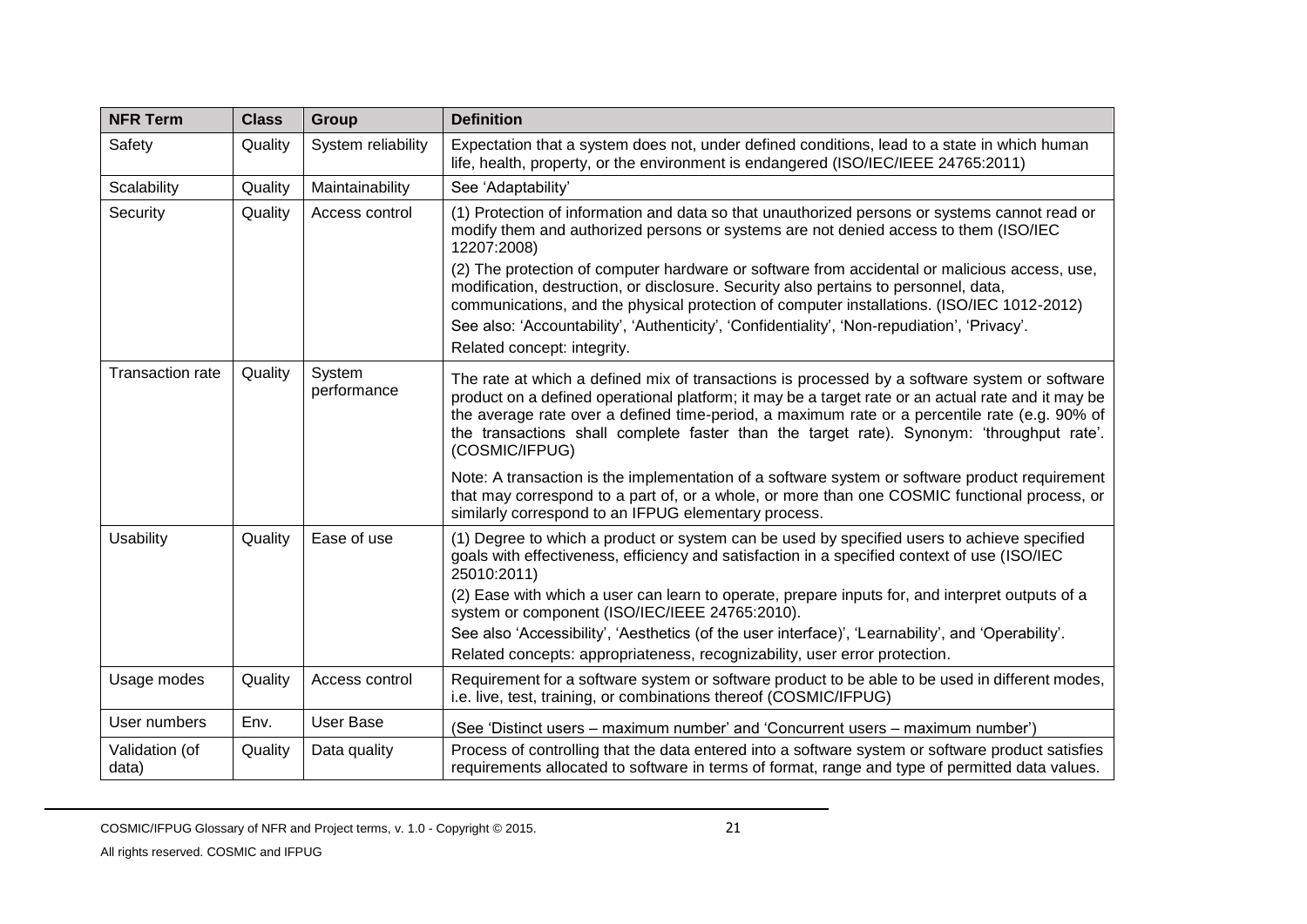| NFR Term | Class | Group | Definition |
|---|---|---|---|
| Safety | Quality | System reliability | Expectation that a system does not, under defined conditions, lead to a state in which human life, health, property, or the environment is endangered (ISO/IEC/IEEE 24765:2011) |
| Scalability | Quality | Maintainability | See 'Adaptability' |
| Security | Quality | Access control | (1) Protection of information and data so that unauthorized persons or systems cannot read or modify them and authorized persons or systems are not denied access to them (ISO/IEC 12207:2008)<br>(2) The protection of computer hardware or software from accidental or malicious access, use, modification, destruction, or disclosure. Security also pertains to personnel, data, communications, and the physical protection of computer installations. (ISO/IEC 1012-2012)<br>See also: 'Accountability', 'Authenticity', 'Confidentiality', 'Non-repudiation', 'Privacy'.<br>Related concept: integrity. |
| Transaction rate | Quality | System performance | The rate at which a defined mix of transactions is processed by a software system or software product on a defined operational platform; it may be a target rate or an actual rate and it may be the average rate over a defined time-period, a maximum rate or a percentile rate (e.g. 90% of the transactions shall complete faster than the target rate). Synonym: 'throughput rate'. (COSMIC/IFPUG)<br>Note: A transaction is the implementation of a software system or software product requirement that may correspond to a part of, or a whole, or more than one COSMIC functional process, or similarly correspond to an IFPUG elementary process. |
| Usability | Quality | Ease of use | (1) Degree to which a product or system can be used by specified users to achieve specified goals with effectiveness, efficiency and satisfaction in a specified context of use (ISO/IEC 25010:2011)<br>(2) Ease with which a user can learn to operate, prepare inputs for, and interpret outputs of a system or component (ISO/IEC/IEEE 24765:2010).<br>See also 'Accessibility', 'Aesthetics (of the user interface)', 'Learnability', and 'Operability'.<br>Related concepts: appropriateness, recognizability, user error protection. |
| Usage modes | Quality | Access control | Requirement for a software system or software product to be able to be used in different modes, i.e. live, test, training, or combinations thereof (COSMIC/IFPUG) |
| User numbers | Env. | User Base | (See 'Distinct users – maximum number' and 'Concurrent users – maximum number') |
| Validation (of data) | Quality | Data quality | Process of controlling that the data entered into a software system or software product satisfies requirements allocated to software in terms of format, range and type of permitted data values. |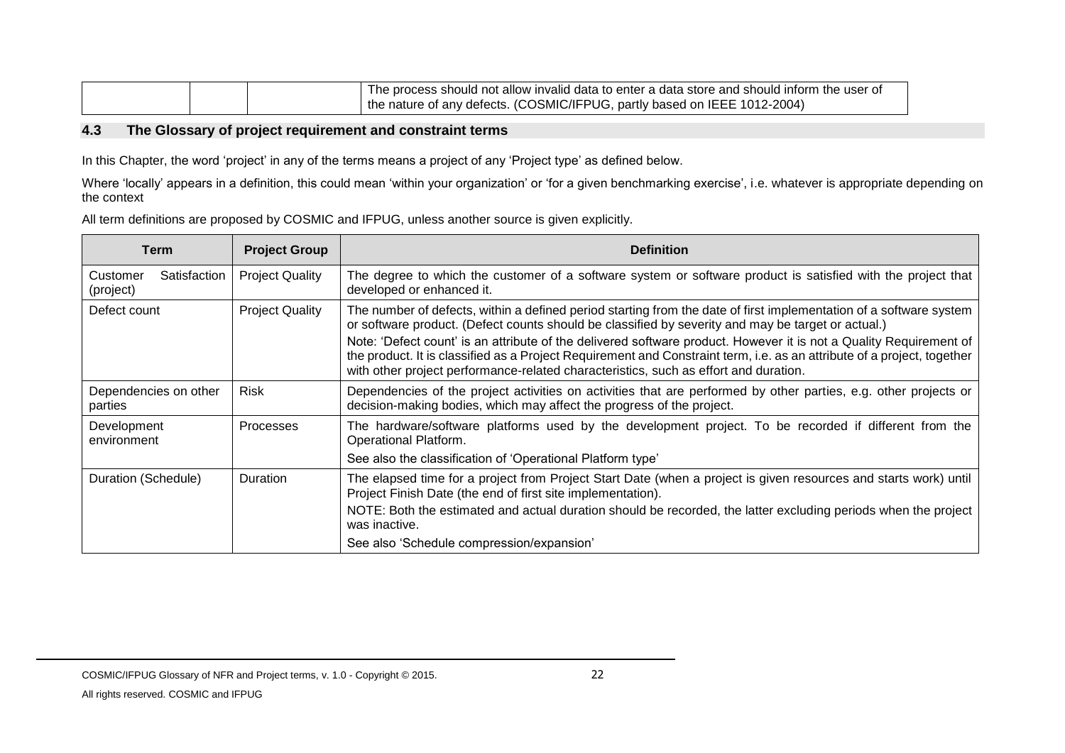| | | | The process should not allow invalid data to enter a data store and should inform the user of the nature of any defects. (COSMIC/IFPUG, partly based on IEEE 1012-2004) |
|---|---|---|---|

## 4.3 The Glossary of project requirement and constraint terms

In this Chapter, the word 'project' in any of the terms means a project of any 'Project type' as defined below.

Where 'locally' appears in a definition, this could mean 'within your organization' or 'for a given benchmarking exercise', i.e. whatever is appropriate depending on the context

All term definitions are proposed by COSMIC and IFPUG, unless another source is given explicitly.

| Term | Project Group | Definition |
|---|---|---|
| Customer Satisfaction (project) | Project Quality | The degree to which the customer of a software system or software product is satisfied with the project that developed or enhanced it. |
| Defect count | Project Quality | The number of defects, within a defined period starting from the date of first implementation of a software system or software product. (Defect counts should be classified by severity and may be target or actual.)<br>Note: 'Defect count' is an attribute of the delivered software product. However it is not a Quality Requirement of the product. It is classified as a Project Requirement and Constraint term, i.e. as an attribute of a project, together with other project performance-related characteristics, such as effort and duration. |
| Dependencies on other parties | Risk | Dependencies of the project activities on activities that are performed by other parties, e.g. other projects or decision-making bodies, which may affect the progress of the project. |
| Development environment | Processes | The hardware/software platforms used by the development project. To be recorded if different from the Operational Platform.<br>See also the classification of 'Operational Platform type' |
| Duration (Schedule) | Duration | The elapsed time for a project from Project Start Date (when a project is given resources and starts work) until Project Finish Date (the end of first site implementation).<br>NOTE: Both the estimated and actual duration should be recorded, the latter excluding periods when the project was inactive.<br>See also 'Schedule compression/expansion' |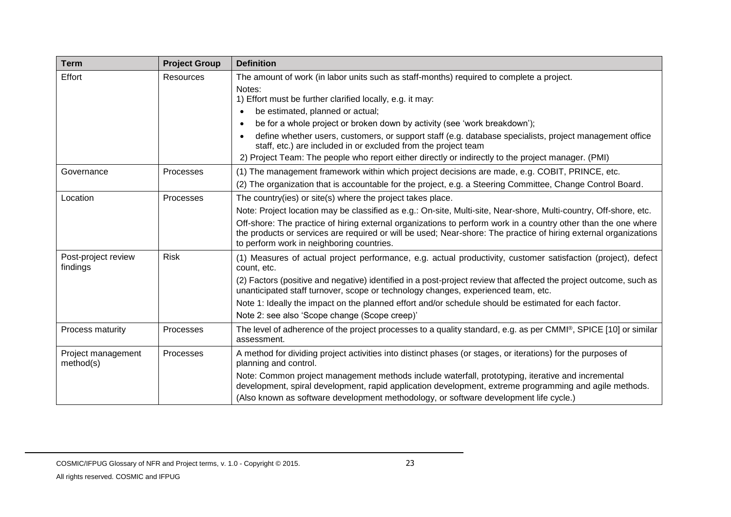| Term | Project Group | Definition |
|---|---|---|
| Effort | Resources | The amount of work (in labor units such as staff-months) required to complete a project.<br>Notes:<br>1) Effort must be further clarified locally, e.g. it may:<br>• be estimated, planned or actual;<br>• be for a whole project or broken down by activity (see 'work breakdown');<br>• define whether users, customers, or support staff (e.g. database specialists, project management office staff, etc.) are included in or excluded from the project team<br>2) Project Team: The people who report either directly or indirectly to the project manager. (PMI) |
| Governance | Processes | (1) The management framework within which project decisions are made, e.g. COBIT, PRINCE, etc.<br>(2) The organization that is accountable for the project, e.g. a Steering Committee, Change Control Board. |
| Location | Processes | The country(ies) or site(s) where the project takes place.<br>Note: Project location may be classified as e.g.: On-site, Multi-site, Near-shore, Multi-country, Off-shore, etc.<br>Off-shore: The practice of hiring external organizations to perform work in a country other than the one where the products or services are required or will be used; Near-shore: The practice of hiring external organizations to perform work in neighboring countries. |
| Post-project review findings | Risk | (1) Measures of actual project performance, e.g. actual productivity, customer satisfaction (project), defect count, etc.<br>(2) Factors (positive and negative) identified in a post-project review that affected the project outcome, such as unanticipated staff turnover, scope or technology changes, experienced team, etc.<br>Note 1: Ideally the impact on the planned effort and/or schedule should be estimated for each factor.<br>Note 2: see also 'Scope change (Scope creep)' |
| Process maturity | Processes | The level of adherence of the project processes to a quality standard, e.g. as per CMMI®, SPICE [10] or similar assessment. |
| Project management method(s) | Processes | A method for dividing project activities into distinct phases (or stages, or iterations) for the purposes of planning and control.<br>Note: Common project management methods include waterfall, prototyping, iterative and incremental development, spiral development, rapid application development, extreme programming and agile methods.<br>(Also known as software development methodology, or software development life cycle.) |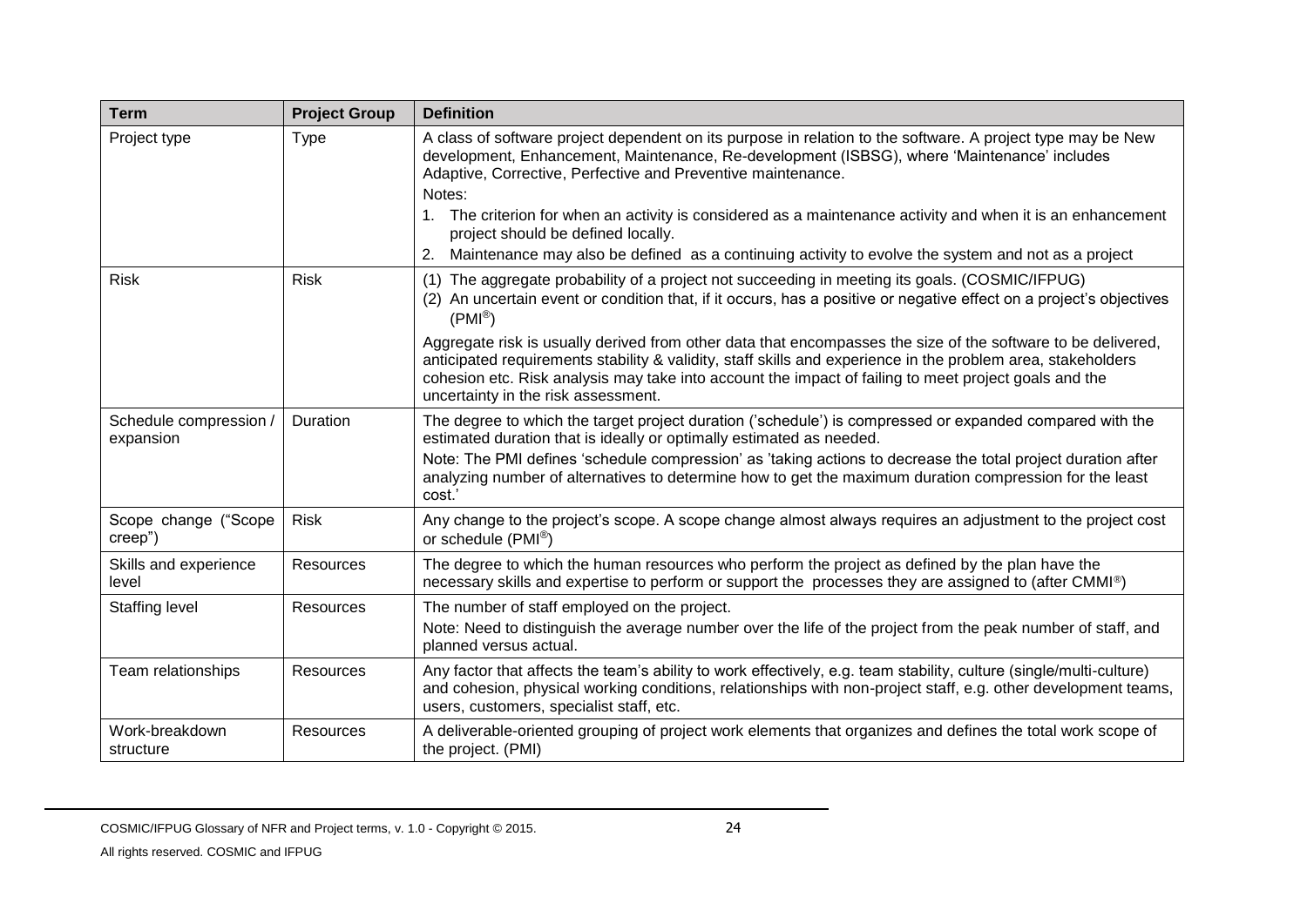| Term | Project Group | Definition |
| --- | --- | --- |
| Project type | Type | A class of software project dependent on its purpose in relation to the software. A project type may be New development, Enhancement, Maintenance, Re-development (ISBSG), where 'Maintenance' includes Adaptive, Corrective, Perfective and Preventive maintenance.<br>Notes:<br>1. The criterion for when an activity is considered as a maintenance activity and when it is an enhancement project should be defined locally.<br>2. Maintenance may also be defined as a continuing activity to evolve the system and not as a project |
| Risk | Risk | (1) The aggregate probability of a project not succeeding in meeting its goals. (COSMIC/IFPUG)<br>(2) An uncertain event or condition that, if it occurs, has a positive or negative effect on a project's objectives (PMI®)<br>Aggregate risk is usually derived from other data that encompasses the size of the software to be delivered, anticipated requirements stability & validity, staff skills and experience in the problem area, stakeholders cohesion etc. Risk analysis may take into account the impact of failing to meet project goals and the uncertainty in the risk assessment. |
| Schedule compression / expansion | Duration | The degree to which the target project duration ('schedule') is compressed or expanded compared with the estimated duration that is ideally or optimally estimated as needed.<br>Note: The PMI defines 'schedule compression' as 'taking actions to decrease the total project duration after analyzing number of alternatives to determine how to get the maximum duration compression for the least cost.' |
| Scope change ("Scope creep") | Risk | Any change to the project's scope. A scope change almost always requires an adjustment to the project cost or schedule (PMI®) |
| Skills and experience level | Resources | The degree to which the human resources who perform the project as defined by the plan have the necessary skills and expertise to perform or support the processes they are assigned to (after CMMI®) |
| Staffing level | Resources | The number of staff employed on the project.<br>Note: Need to distinguish the average number over the life of the project from the peak number of staff, and planned versus actual. |
| Team relationships | Resources | Any factor that affects the team's ability to work effectively, e.g. team stability, culture (single/multi-culture) and cohesion, physical working conditions, relationships with non-project staff, e.g. other development teams, users, customers, specialist staff, etc. |
| Work-breakdown structure | Resources | A deliverable-oriented grouping of project work elements that organizes and defines the total work scope of the project. (PMI) |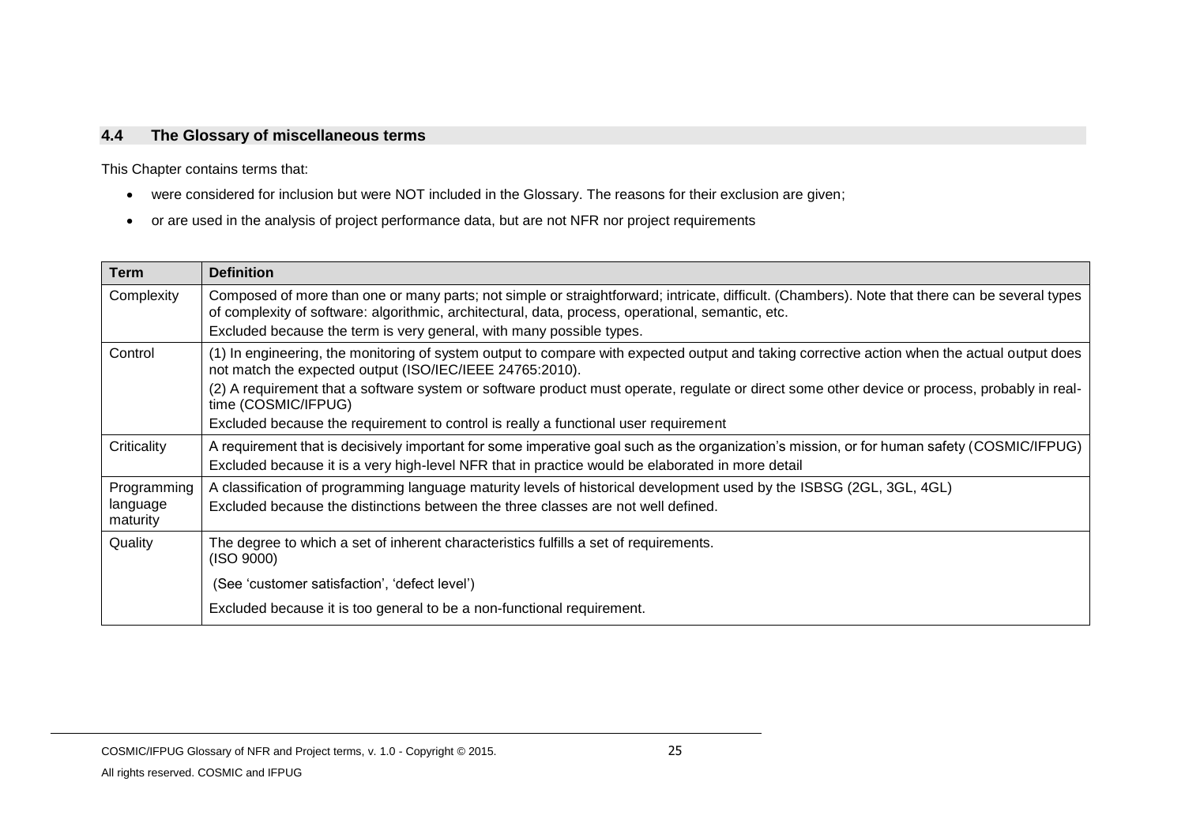## 4.4 The Glossary of miscellaneous terms

This Chapter contains terms that:

- were considered for inclusion but were NOT included in the Glossary. The reasons for their exclusion are given;
- or are used in the analysis of project performance data, but are not NFR nor project requirements

| Term | Definition |
|---|---|
| Complexity | Composed of more than one or many parts; not simple or straightforward; intricate, difficult. (Chambers). Note that there can be several types of complexity of software: algorithmic, architectural, data, process, operational, semantic, etc.<br>Excluded because the term is very general, with many possible types. |
| Control | (1) In engineering, the monitoring of system output to compare with expected output and taking corrective action when the actual output does not match the expected output (ISO/IEC/IEEE 24765:2010).<br>(2) A requirement that a software system or software product must operate, regulate or direct some other device or process, probably in real-time (COSMIC/IFPUG)<br>Excluded because the requirement to control is really a functional user requirement |
| Criticality | A requirement that is decisively important for some imperative goal such as the organization's mission, or for human safety (COSMIC/IFPUG)<br>Excluded because it is a very high-level NFR that in practice would be elaborated in more detail |
| Programming language maturity | A classification of programming language maturity levels of historical development used by the ISBSG (2GL, 3GL, 4GL)<br>Excluded because the distinctions between the three classes are not well defined. |
| Quality | The degree to which a set of inherent characteristics fulfills a set of requirements. (ISO 9000)<br>(See 'customer satisfaction', 'defect level')<br>Excluded because it is too general to be a non-functional requirement. |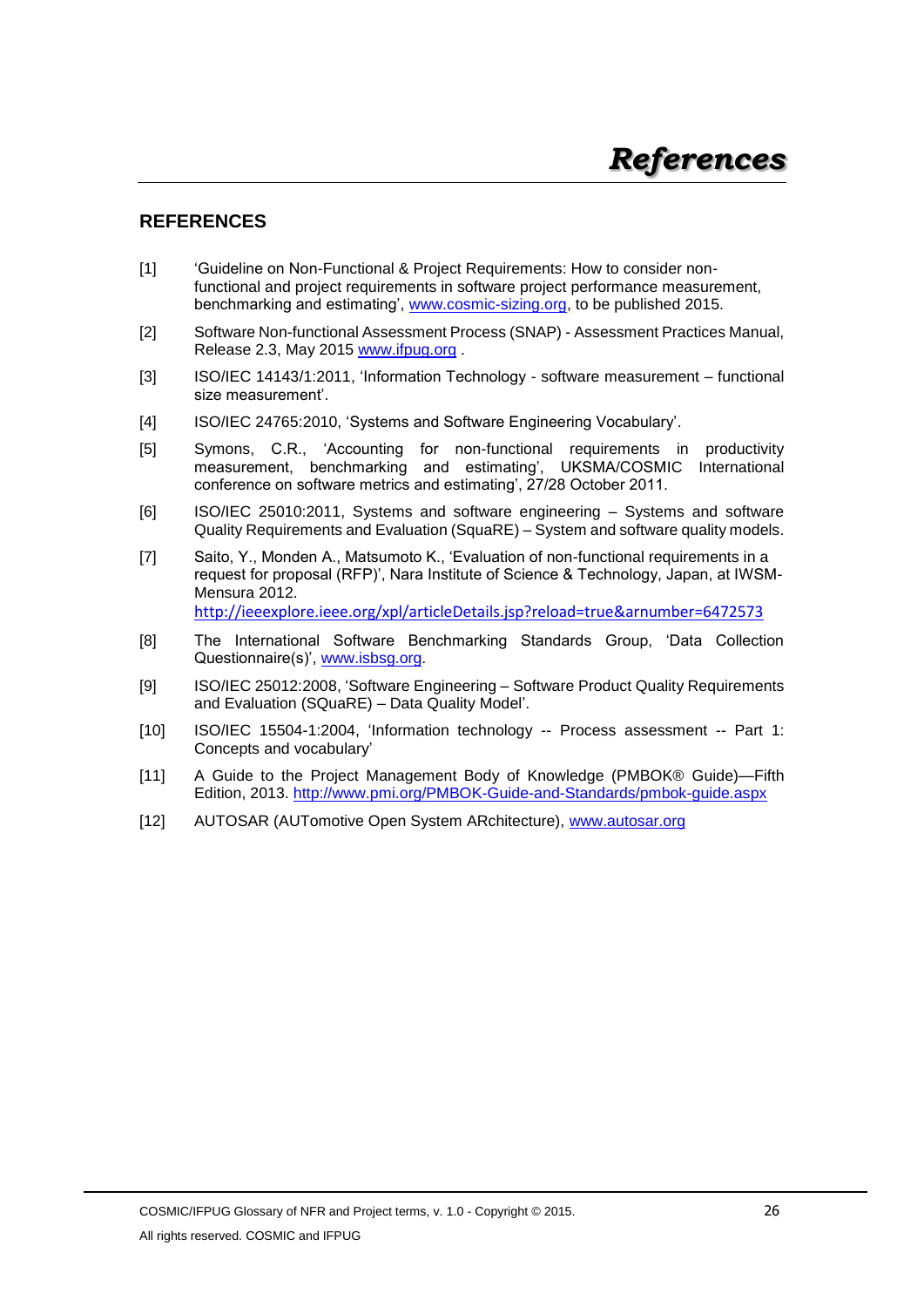# REFERENCES

[1] 'Guideline on Non-Functional & Project Requirements: How to consider non-functional and project requirements in software project performance measurement, benchmarking and estimating', www.cosmic-sizing.org, to be published 2015.

[2] Software Non-functional Assessment Process (SNAP) - Assessment Practices Manual, Release 2.3, May 2015 www.ifpug.org .

[3] ISO/IEC 14143/1:2011, 'Information Technology - software measurement – functional size measurement'.

[4] ISO/IEC 24765:2010, 'Systems and Software Engineering Vocabulary'.

[5] Symons, C.R., 'Accounting for non-functional requirements in productivity measurement, benchmarking and estimating', UKSMA/COSMIC International conference on software metrics and estimating', 27/28 October 2011.

[6] ISO/IEC 25010:2011, Systems and software engineering – Systems and software Quality Requirements and Evaluation (SquaRE) – System and software quality models.

[7] Saito, Y., Monden A., Matsumoto K., 'Evaluation of non-functional requirements in a request for proposal (RFP)', Nara Institute of Science & Technology, Japan, at IWSM-Mensura 2012. http://ieeexplore.ieee.org/xpl/articleDetails.jsp?reload=true&arnumber=6472573

[8] The International Software Benchmarking Standards Group, 'Data Collection Questionnaire(s)', www.isbsg.org.

[9] ISO/IEC 25012:2008, 'Software Engineering – Software Product Quality Requirements and Evaluation (SQuaRE) – Data Quality Model'.

[10] ISO/IEC 15504-1:2004, 'Information technology -- Process assessment -- Part 1: Concepts and vocabulary'

[11] A Guide to the Project Management Body of Knowledge (PMBOK® Guide)—Fifth Edition, 2013. http://www.pmi.org/PMBOK-Guide-and-Standards/pmbok-guide.aspx

[12] AUTOSAR (AUTomotive Open System ARchitecture), www.autosar.org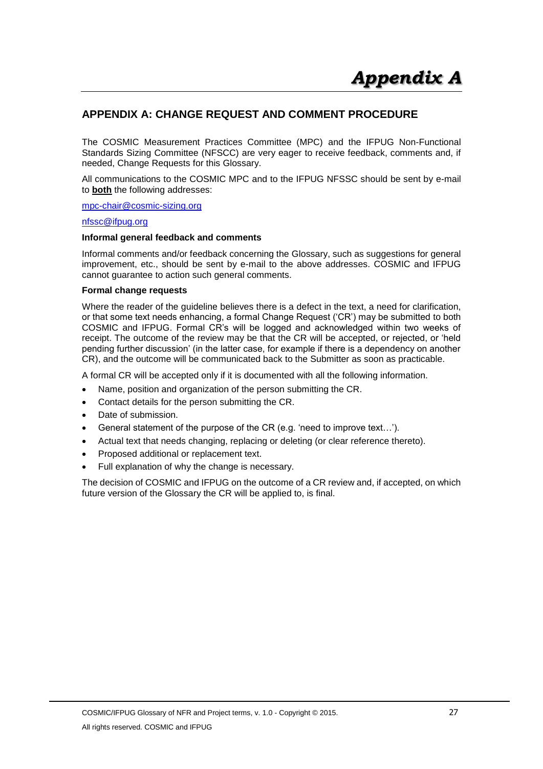# Appendix A

## APPENDIX A: CHANGE REQUEST AND COMMENT PROCEDURE

The COSMIC Measurement Practices Committee (MPC) and the IFPUG Non-Functional Standards Sizing Committee (NFSCC) are very eager to receive feedback, comments and, if needed, Change Requests for this Glossary.

All communications to the COSMIC MPC and to the IFPUG NFSSC should be sent by e-mail to **both** the following addresses:

mpc-chair@cosmic-sizing.org

nfssc@ifpug.org

**Informal general feedback and comments**

Informal comments and/or feedback concerning the Glossary, such as suggestions for general improvement, etc., should be sent by e-mail to the above addresses. COSMIC and IFPUG cannot guarantee to action such general comments.

**Formal change requests**

Where the reader of the guideline believes there is a defect in the text, a need for clarification, or that some text needs enhancing, a formal Change Request ('CR') may be submitted to both COSMIC and IFPUG. Formal CR's will be logged and acknowledged within two weeks of receipt. The outcome of the review may be that the CR will be accepted, or rejected, or 'held pending further discussion' (in the latter case, for example if there is a dependency on another CR), and the outcome will be communicated back to the Submitter as soon as practicable.

A formal CR will be accepted only if it is documented with all the following information.

- Name, position and organization of the person submitting the CR.
- Contact details for the person submitting the CR.
- Date of submission.
- General statement of the purpose of the CR (e.g. 'need to improve text…').
- Actual text that needs changing, replacing or deleting (or clear reference thereto).
- Proposed additional or replacement text.
- Full explanation of why the change is necessary.

The decision of COSMIC and IFPUG on the outcome of a CR review and, if accepted, on which future version of the Glossary the CR will be applied to, is final.